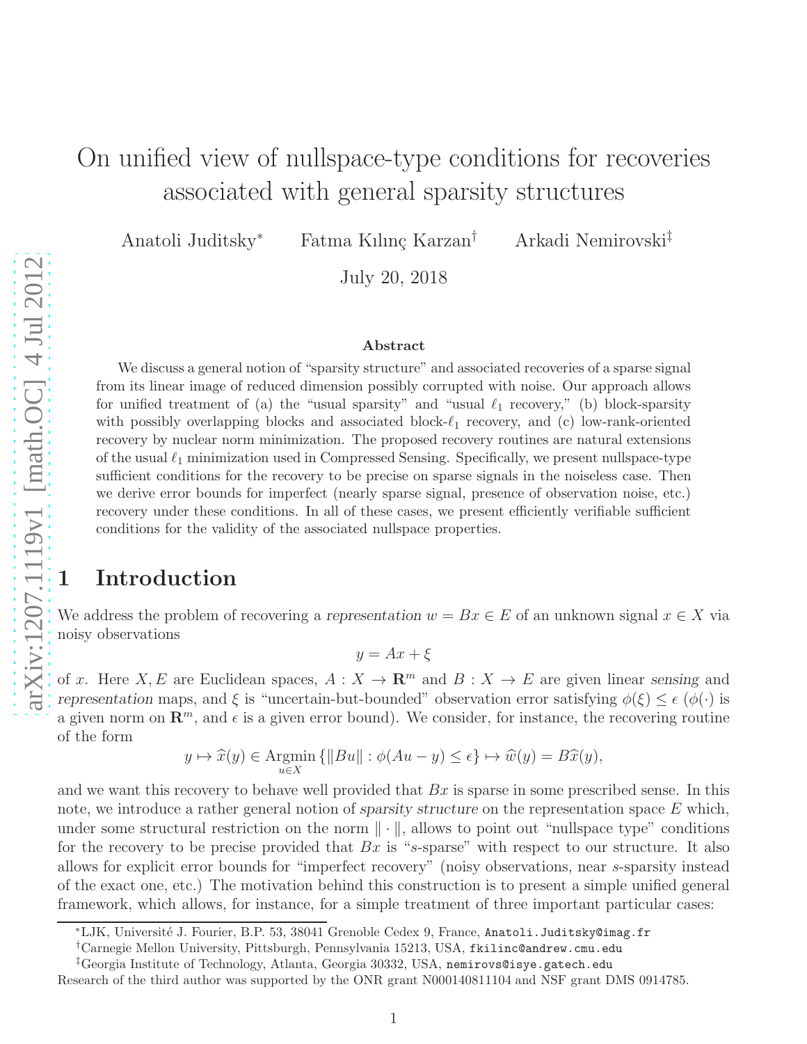# On unified view of nullspace-type conditions for recoveries associated with general sparsity structures

Anatoli Juditsky[*] Fatma Kılınç Karzan[†] Arkadi Nemirovski[‡]

July 20, 2018

### Abstract

We discuss a general notion of "sparsity structure" and associated recoveries of a sparse signal from its linear image of reduced dimension possibly corrupted with noise. Our approach allows for unified treatment of (a) the "usual sparsity" and "usual $\ell_1$ recovery," (b) block-sparsity with possibly overlapping blocks and associated block-$\ell_1$ recovery, and (c) low-rank-oriented recovery by nuclear norm minimization. The proposed recovery routines are natural extensions of the usual $\ell_1$ minimization used in Compressed Sensing. Specifically, we present nullspace-type sufficient conditions for the recovery to be precise on sparse signals in the noiseless case. Then we derive error bounds for imperfect (nearly sparse signal, presence of observation noise, etc.) recovery under these conditions. In all of these cases, we present efficiently verifiable sufficient conditions for the validity of the associated nullspace properties.

## 1 Introduction

We address the problem of recovering a *representation* $w = Bx \in E$ of an unknown signal $x \in X$ via noisy observations

$$y = Ax + \xi$$

of $x$. Here $X, E$ are Euclidean spaces, $A : X \to \mathbf{R}^m$ and $B : X \to E$ are given linear *sensing* and *representation* maps, and $\xi$ is "uncertain-but-bounded" observation error satisfying $\phi(\xi) \leq \epsilon$ ($\phi(\cdot)$ is a given norm on $\mathbf{R}^m$, and $\epsilon$ is a given error bound). We consider, for instance, the recovering routine of the form

$$y \mapsto \widehat{x}(y) \in \operatorname*{Argmin}_{u \in X} \{\|Bu\| : \phi(Au - y) \leq \epsilon\} \mapsto \widehat{w}(y) = B\widehat{x}(y),$$

and we want this recovery to behave well provided that $Bx$ is sparse in some prescribed sense. In this note, we introduce a rather general notion of *sparsity structure* on the representation space $E$ which, under some structural restriction on the norm $\|\cdot\|$, allows to point out "nullspace type" conditions for the recovery to be precise provided that $Bx$ is "$s$-sparse" with respect to our structure. It also allows for explicit error bounds for "imperfect recovery" (noisy observations, near $s$-sparsity instead of the exact one, etc.) The motivation behind this construction is to present a simple unified general framework, which allows, for instance, for a simple treatment of three important particular cases:

---

[*]LJK, Université J. Fourier, B.P. 53, 38041 Grenoble Cedex 9, France, Anatoli.Juditsky@imag.fr

[†]Carnegie Mellon University, Pittsburgh, Pennsylvania 15213, USA, fkilinc@andrew.cmu.edu

[‡]Georgia Institute of Technology, Atlanta, Georgia 30332, USA, nemirovs@isye.gatech.edu

Research of the third author was supported by the ONR grant N000140811104 and NSF grant DMS 0914785.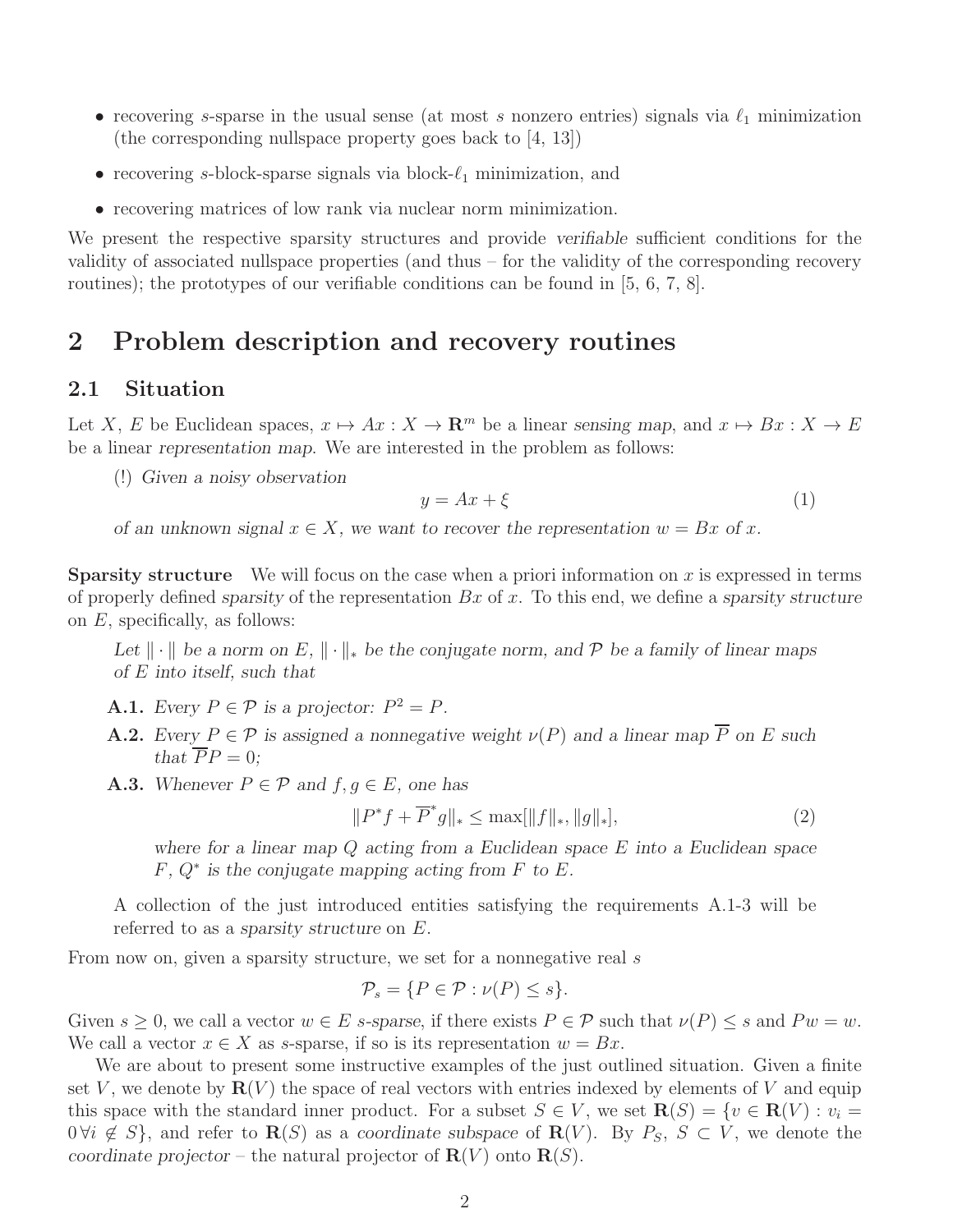- recovering $s$-sparse in the usual sense (at most $s$ nonzero entries) signals via $\ell_1$ minimization (the corresponding nullspace property goes back to [4, 13])
- recovering $s$-block-sparse signals via block-$\ell_1$ minimization, and
- recovering matrices of low rank via nuclear norm minimization.

We present the respective sparsity structures and provide *verifiable* sufficient conditions for the validity of associated nullspace properties (and thus – for the validity of the corresponding recovery routines); the prototypes of our verifiable conditions can be found in [5, 6, 7, 8].

# 2 Problem description and recovery routines

## 2.1 Situation

Let $X$, $E$ be Euclidean spaces, $x \mapsto Ax : X \to \mathbf{R}^m$ be a linear *sensing map*, and $x \mapsto Bx : X \to E$ be a linear *representation map*. We are interested in the problem as follows:

(!) *Given a noisy observation*

$$y = Ax + \xi \tag{1}$$

*of an unknown signal $x \in X$, we want to recover the representation $w = Bx$ of $x$.*

**Sparsity structure** We will focus on the case when a priori information on $x$ is expressed in terms of properly defined *sparsity* of the representation $Bx$ of $x$. To this end, we define a *sparsity structure* on $E$, specifically, as follows:

*Let $\|\cdot\|$ be a norm on $E$, $\|\cdot\|_*$ be the conjugate norm, and $\mathcal{P}$ be a family of linear maps of $E$ into itself, such that*

**A.1.** *Every $P \in \mathcal{P}$ is a projector: $P^2 = P$.*

**A.2.** *Every $P \in \mathcal{P}$ is assigned a nonnegative weight $\nu(P)$ and a linear map $\overline{P}$ on $E$ such that $\overline{P}P = 0$;*

**A.3.** *Whenever $P \in \mathcal{P}$ and $f, g \in E$, one has*

$$\|P^* f + \overline{P}^* g\|_* \leq \max[\|f\|_*, \|g\|_*], \tag{2}$$

*where for a linear map $Q$ acting from a Euclidean space $E$ into a Euclidean space $F$, $Q^*$ is the conjugate mapping acting from $F$ to $E$.*

A collection of the just introduced entities satisfying the requirements A.1-3 will be referred to as a *sparsity structure* on $E$.

From now on, given a sparsity structure, we set for a nonnegative real $s$

$$\mathcal{P}_s = \{P \in \mathcal{P} : \nu(P) \leq s\}.$$

Given $s \geq 0$, we call a vector $w \in E$ *$s$-sparse*, if there exists $P \in \mathcal{P}$ such that $\nu(P) \leq s$ and $Pw = w$. We call a vector $x \in X$ as $s$-sparse, if so is its representation $w = Bx$.

We are about to present some instructive examples of the just outlined situation. Given a finite set $V$, we denote by $\mathbf{R}(V)$ the space of real vectors with entries indexed by elements of $V$ and equip this space with the standard inner product. For a subset $S \in V$, we set $\mathbf{R}(S) = \{v \in \mathbf{R}(V) : v_i = 0 \,\forall i \notin S\}$, and refer to $\mathbf{R}(S)$ as a *coordinate subspace* of $\mathbf{R}(V)$. By $P_S$, $S \subset V$, we denote the *coordinate projector* – the natural projector of $\mathbf{R}(V)$ onto $\mathbf{R}(S)$.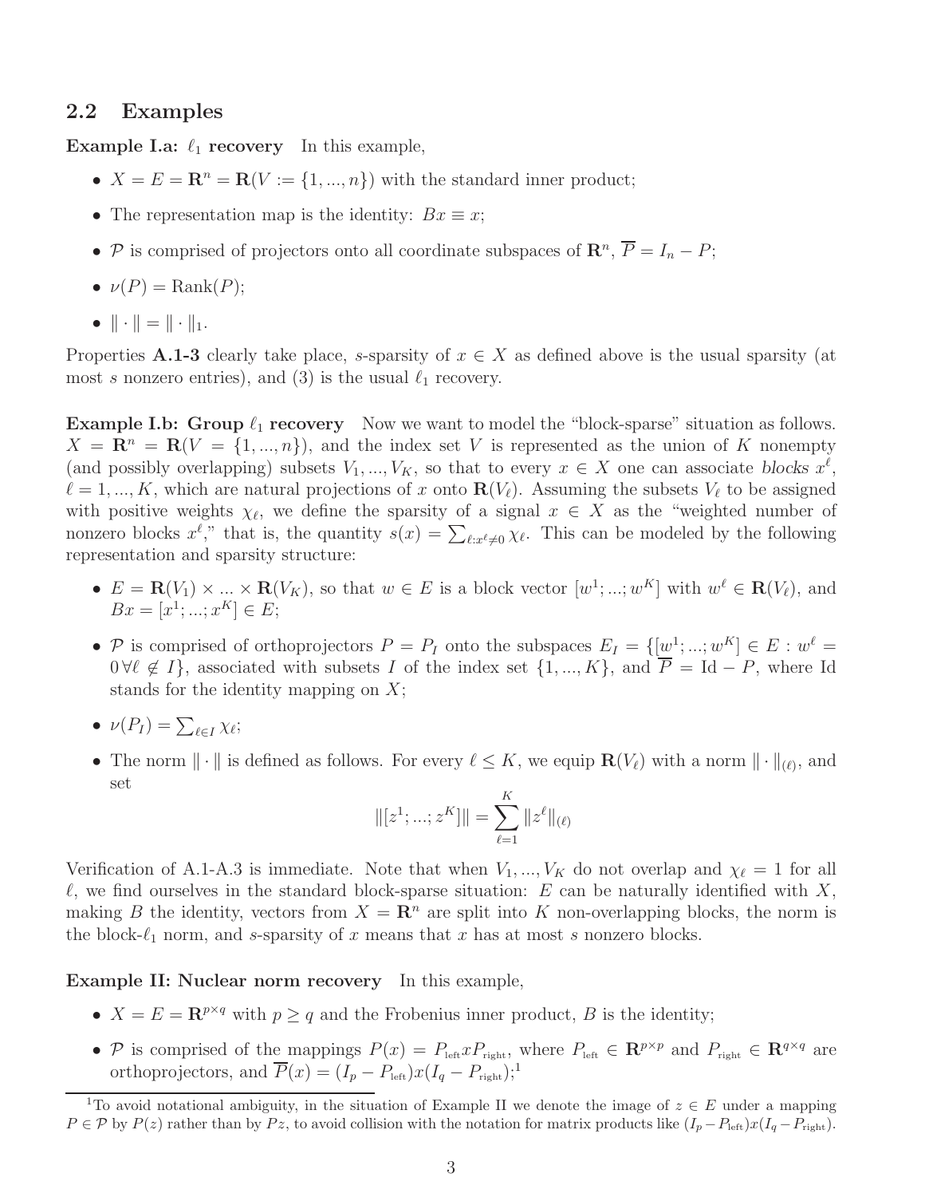## 2.2 Examples

**Example I.a: $\ell_1$ recovery** In this example,

- $X = E = \mathbf{R}^n = \mathbf{R}(V := \{1, ..., n\})$ with the standard inner product;
- The representation map is the identity: $Bx \equiv x$;
- $\mathcal{P}$ is comprised of projectors onto all coordinate subspaces of $\mathbf{R}^n$, $\overline{P} = I_n - P$;
- $\nu(P) = \mathrm{Rank}(P)$;
- $\|\cdot\| = \|\cdot\|_1$.

Properties **A.1-3** clearly take place, $s$-sparsity of $x \in X$ as defined above is the usual sparsity (at most $s$ nonzero entries), and (3) is the usual $\ell_1$ recovery.

**Example I.b: Group $\ell_1$ recovery** Now we want to model the "block-sparse" situation as follows. $X = \mathbf{R}^n = \mathbf{R}(V = \{1, ..., n\})$, and the index set $V$ is represented as the union of $K$ nonempty (and possibly overlapping) subsets $V_1, ..., V_K$, so that to every $x \in X$ one can associate *blocks* $x^\ell$, $\ell = 1, ..., K$, which are natural projections of $x$ onto $\mathbf{R}(V_\ell)$. Assuming the subsets $V_\ell$ to be assigned with positive weights $\chi_\ell$, we define the sparsity of a signal $x \in X$ as the "weighted number of nonzero blocks $x^\ell$," that is, the quantity $s(x) = \sum_{\ell: x^\ell \neq 0} \chi_\ell$. This can be modeled by the following representation and sparsity structure:

- $E = \mathbf{R}(V_1) \times ... \times \mathbf{R}(V_K)$, so that $w \in E$ is a block vector $[w^1; ...; w^K]$ with $w^\ell \in \mathbf{R}(V_\ell)$, and $Bx = [x^1; ...; x^K] \in E$;
- $\mathcal{P}$ is comprised of orthoprojectors $P = P_I$ onto the subspaces $E_I = \{[w^1; ...; w^K] \in E : w^\ell = 0 \,\forall \ell \notin I\}$, associated with subsets $I$ of the index set $\{1, ..., K\}$, and $\overline{P} = \mathrm{Id} - P$, where Id stands for the identity mapping on $X$;
- $\nu(P_I) = \sum_{\ell \in I} \chi_\ell$;
- The norm $\|\cdot\|$ is defined as follows. For every $\ell \leq K$, we equip $\mathbf{R}(V_\ell)$ with a norm $\|\cdot\|_{(\ell)}$, and set

$$\|[z^1; ...; z^K]\| = \sum_{\ell=1}^{K} \|z^\ell\|_{(\ell)}$$

Verification of A.1-A.3 is immediate. Note that when $V_1, ..., V_K$ do not overlap and $\chi_\ell = 1$ for all $\ell$, we find ourselves in the standard block-sparse situation: $E$ can be naturally identified with $X$, making $B$ the identity, vectors from $X = \mathbf{R}^n$ are split into $K$ non-overlapping blocks, the norm is the block-$\ell_1$ norm, and $s$-sparsity of $x$ means that $x$ has at most $s$ nonzero blocks.

**Example II: Nuclear norm recovery** In this example,

- $X = E = \mathbf{R}^{p \times q}$ with $p \geq q$ and the Frobenius inner product, $B$ is the identity;
- $\mathcal{P}$ is comprised of the mappings $P(x) = P_{\text{left}} x P_{\text{right}}$, where $P_{\text{left}} \in \mathbf{R}^{p \times p}$ and $P_{\text{right}} \in \mathbf{R}^{q \times q}$ are orthoprojectors, and $\overline{P}(x) = (I_p - P_{\text{left}}) x (I_q - P_{\text{right}})$;[1]

[1]To avoid notational ambiguity, in the situation of Example II we denote the image of $z \in E$ under a mapping $P \in \mathcal{P}$ by $P(z)$ rather than by $Pz$, to avoid collision with the notation for matrix products like $(I_p - P_{\text{left}}) x (I_q - P_{\text{right}})$.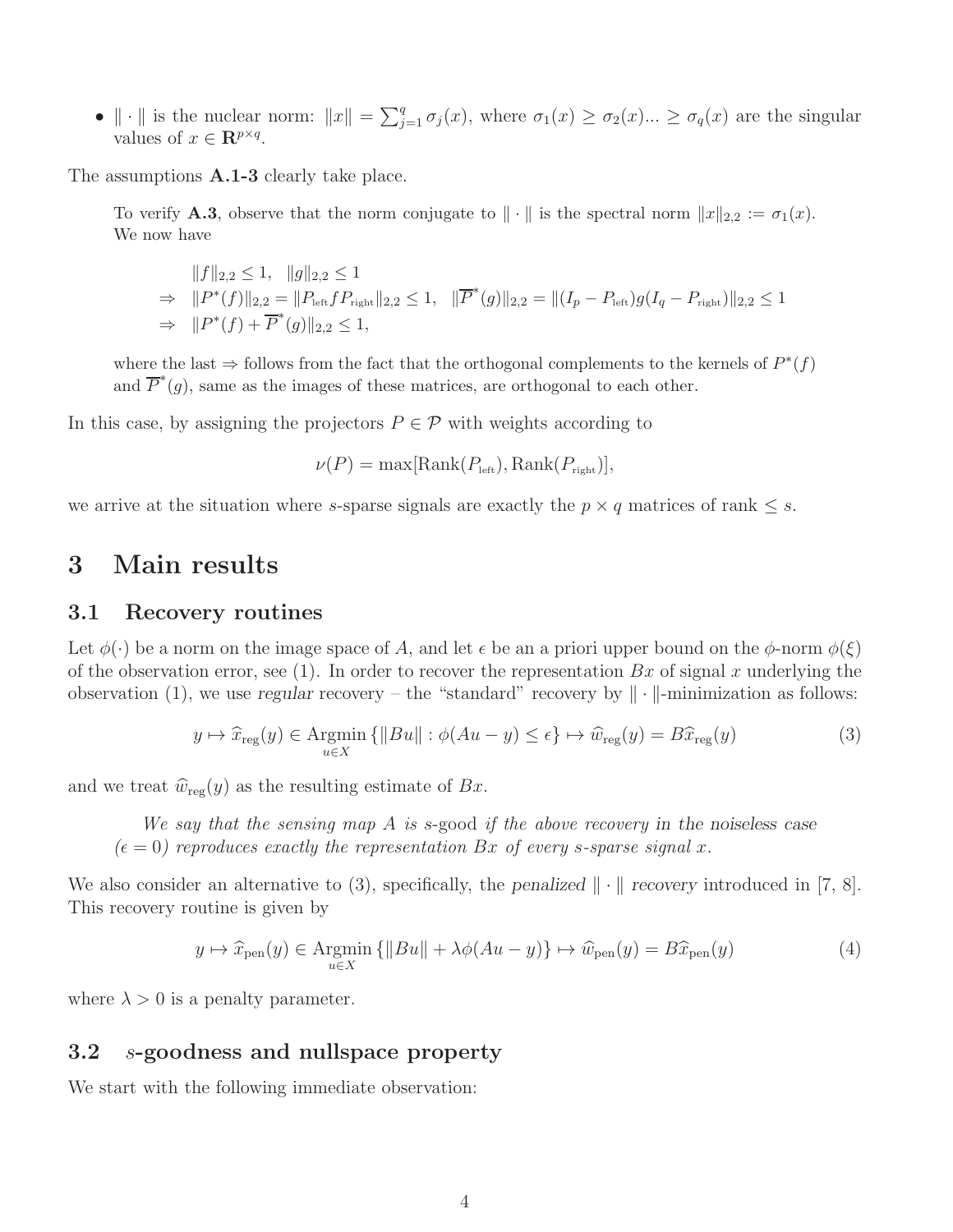- $\|\cdot\|$ is the nuclear norm: $\|x\| = \sum_{j=1}^{q} \sigma_j(x)$, where $\sigma_1(x) \geq \sigma_2(x) ... \geq \sigma_q(x)$ are the singular values of $x \in \mathbf{R}^{p\times q}$.

The assumptions **A.1-3** clearly take place.

> To verify **A.3**, observe that the norm conjugate to $\|\cdot\|$ is the spectral norm $\|x\|_{2,2} := \sigma_1(x)$. We now have
>
> $$\begin{array}{rl} & \|f\|_{2,2} \leq 1, \quad \|g\|_{2,2} \leq 1 \\ \Rightarrow & \|P^*(f)\|_{2,2} = \|P_{\rm left} f P_{\rm right}\|_{2,2} \leq 1, \quad \|\overline{P}^*(g)\|_{2,2} = \|(I_p - P_{\rm left}) g (I_q - P_{\rm right})\|_{2,2} \leq 1 \\ \Rightarrow & \|P^*(f) + \overline{P}^*(g)\|_{2,2} \leq 1, \end{array}$$
>
> where the last $\Rightarrow$ follows from the fact that the orthogonal complements to the kernels of $P^*(f)$ and $\overline{P}^*(g)$, same as the images of these matrices, are orthogonal to each other.

In this case, by assigning the projectors $P \in \mathcal{P}$ with weights according to

$$\nu(P) = \max[\mathrm{Rank}(P_{\rm left}), \mathrm{Rank}(P_{\rm right})],$$

we arrive at the situation where $s$-sparse signals are exactly the $p \times q$ matrices of rank $\leq s$.

# 3 Main results

## 3.1 Recovery routines

Let $\phi(\cdot)$ be a norm on the image space of $A$, and let $\epsilon$ be an a priori upper bound on the $\phi$-norm $\phi(\xi)$ of the observation error, see (1). In order to recover the representation $Bx$ of signal $x$ underlying the observation (1), we use *regular* recovery – the "standard" recovery by $\|\cdot\|$-minimization as follows:

$$y \mapsto \widehat{x}_{\rm reg}(y) \in \mathop{\mathrm{Argmin}}_{u\in X} \{\|Bu\| : \phi(Au - y) \leq \epsilon\} \mapsto \widehat{w}_{\rm reg}(y) = B\widehat{x}_{\rm reg}(y) \tag{3}$$

and we treat $\widehat{w}_{\rm reg}(y)$ as the resulting estimate of $Bx$.

> *We say that the sensing map $A$ is* $s$-good *if the above recovery in the noiseless case ($\epsilon = 0$) reproduces exactly the representation $Bx$ of every $s$-sparse signal $x$.*

We also consider an alternative to (3), specifically, the *penalized* $\|\cdot\|$ *recovery* introduced in [7, 8]. This recovery routine is given by

$$y \mapsto \widehat{x}_{\rm pen}(y) \in \mathop{\mathrm{Argmin}}_{u\in X} \{\|Bu\| + \lambda\phi(Au - y)\} \mapsto \widehat{w}_{\rm pen}(y) = B\widehat{x}_{\rm pen}(y) \tag{4}$$

where $\lambda > 0$ is a penalty parameter.

## 3.2 $s$-goodness and nullspace property

We start with the following immediate observation: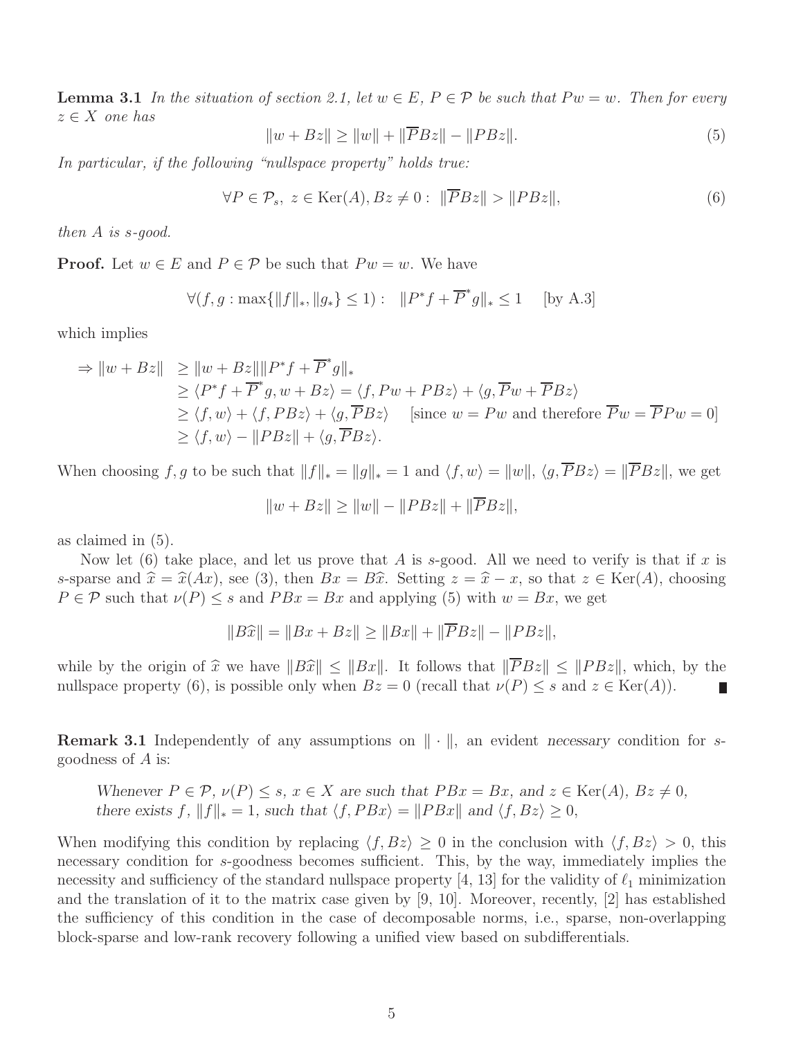**Lemma 3.1** *In the situation of section 2.1, let $w \in E$, $P \in \mathcal{P}$ be such that $Pw = w$. Then for every $z \in X$ one has*

$$\|w + Bz\| \geq \|w\| + \|\overline{P}Bz\| - \|PBz\|. \tag{5}$$

*In particular, if the following "nullspace property" holds true:*

$$\forall P \in \mathcal{P}_s,\ z \in \mathrm{Ker}(A), Bz \neq 0 :\ \|\overline{P}Bz\| > \|PBz\|, \tag{6}$$

*then $A$ is $s$-good.*

**Proof.** Let $w \in E$ and $P \in \mathcal{P}$ be such that $Pw = w$. We have

$$\forall (f, g : \max\{\|f\|_*, \|g_*\} \leq 1) :\ \ \|P^* f + \overline{P}^* g\|_* \leq 1 \quad \text{[by A.3]}$$

which implies

$$\begin{aligned}
\Rightarrow \|w + Bz\| &\geq \|w + Bz\| \|P^* f + \overline{P}^* g\|_* \\
&\geq \langle P^* f + \overline{P}^* g, w + Bz\rangle = \langle f, Pw + PBz\rangle + \langle g, \overline{P}w + \overline{P}Bz\rangle \\
&\geq \langle f, w\rangle + \langle f, PBz\rangle + \langle g, \overline{P}Bz\rangle \quad [\text{since } w = Pw \text{ and therefore } \overline{P}w = \overline{P}Pw = 0] \\
&\geq \langle f, w\rangle - \|PBz\| + \langle g, \overline{P}Bz\rangle.
\end{aligned}$$

When choosing $f, g$ to be such that $\|f\|_* = \|g\|_* = 1$ and $\langle f, w\rangle = \|w\|$, $\langle g, \overline{P}Bz\rangle = \|\overline{P}Bz\|$, we get

$$\|w + Bz\| \geq \|w\| - \|PBz\| + \|\overline{P}Bz\|,$$

as claimed in (5).

Now let (6) take place, and let us prove that $A$ is $s$-good. All we need to verify is that if $x$ is $s$-sparse and $\widehat{x} = \widehat{x}(Ax)$, see (3), then $Bx = B\widehat{x}$. Setting $z = \widehat{x} - x$, so that $z \in \mathrm{Ker}(A)$, choosing $P \in \mathcal{P}$ such that $\nu(P) \leq s$ and $PBx = Bx$ and applying (5) with $w = Bx$, we get

$$\|B\widehat{x}\| = \|Bx + Bz\| \geq \|Bx\| + \|\overline{P}Bz\| - \|PBz\|,$$

while by the origin of $\widehat{x}$ we have $\|B\widehat{x}\| \leq \|Bx\|$. It follows that $\|\overline{P}Bz\| \leq \|PBz\|$, which, by the nullspace property (6), is possible only when $Bz = 0$ (recall that $\nu(P) \leq s$ and $z \in \mathrm{Ker}(A)$). ∎

**Remark 3.1** Independently of any assumptions on $\|\cdot\|$, an evident *necessary* condition for $s$-goodness of $A$ is:

> *Whenever $P \in \mathcal{P}$, $\nu(P) \leq s$, $x \in X$ are such that $PBx = Bx$, and $z \in \mathrm{Ker}(A)$, $Bz \neq 0$, there exists $f$, $\|f\|_* = 1$, such that $\langle f, PBx\rangle = \|PBx\|$ and $\langle f, Bz\rangle \geq 0$,*

When modifying this condition by replacing $\langle f, Bz\rangle \geq 0$ in the conclusion with $\langle f, Bz\rangle > 0$, this necessary condition for $s$-goodness becomes sufficient. This, by the way, immediately implies the necessity and sufficiency of the standard nullspace property [4, 13] for the validity of $\ell_1$ minimization and the translation of it to the matrix case given by [9, 10]. Moreover, recently, [2] has established the sufficiency of this condition in the case of decomposable norms, i.e., sparse, non-overlapping block-sparse and low-rank recovery following a unified view based on subdifferentials.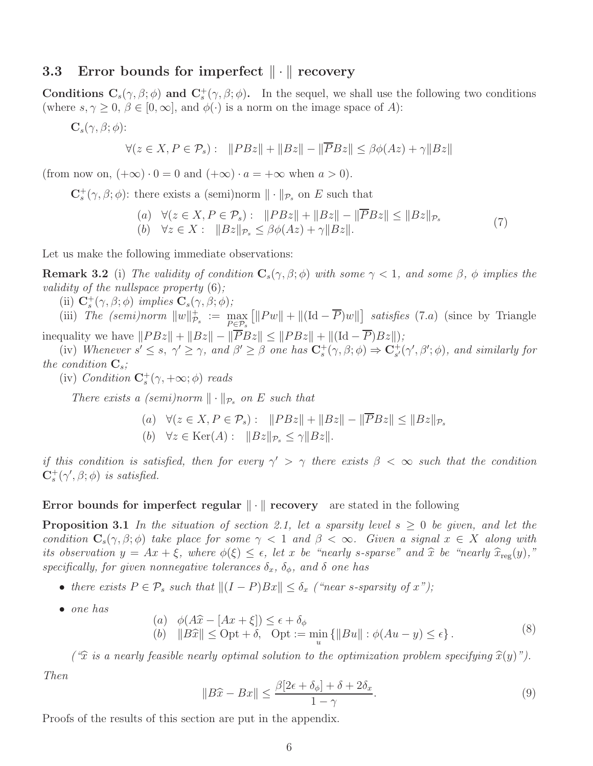### 3.3 Error bounds for imperfect $\|\cdot\|$ recovery

**Conditions $\mathbf{C}_s(\gamma,\beta;\phi)$ and $\mathbf{C}_s^+(\gamma,\beta;\phi)$.** In the sequel, we shall use the following two conditions (where $s,\gamma\geq 0$, $\beta\in[0,\infty]$, and $\phi(\cdot)$ is a norm on the image space of $A$):

$\mathbf{C}_s(\gamma,\beta;\phi)$:

$$\forall (z\in X, P\in\mathcal{P}_s):\quad \|PBz\|+\|Bz\|-\|\overline{P}Bz\|\leq \beta\phi(Az)+\gamma\|Bz\|$$

(from now on, $(+\infty)\cdot 0=0$ and $(+\infty)\cdot a=+\infty$ when $a>0$).

$\mathbf{C}_s^+(\gamma,\beta;\phi)$: there exists a (semi)norm $\|\cdot\|_{\mathcal{P}_s}$ on $E$ such that

$$\begin{array}{ll}(a) & \forall (z\in X, P\in\mathcal{P}_s):\quad \|PBz\|+\|Bz\|-\|\overline{P}Bz\|\leq \|Bz\|_{\mathcal{P}_s}\\ (b) & \forall z\in X:\quad \|Bz\|_{\mathcal{P}_s}\leq \beta\phi(Az)+\gamma\|Bz\|.\end{array}\tag{7}$$

Let us make the following immediate observations:

**Remark 3.2** (i) *The validity of condition $\mathbf{C}_s(\gamma,\beta;\phi)$ with some $\gamma<1$, and some $\beta$, $\phi$ implies the validity of the nullspace property* (6)*;*

(ii) *$\mathbf{C}_s^+(\gamma,\beta;\phi)$ implies $\mathbf{C}_s(\gamma,\beta;\phi)$;*

(iii) *The (semi)norm $\|w\|^+_{\mathcal{P}_s}:=\max\limits_{P\in\mathcal{P}_s}\left[\|Pw\|+\|(\mathrm{Id}-\overline{P})w\|\right]$ satisfies* (7.a) (since by Triangle inequality we have $\|PBz\|+\|Bz\|-\|\overline{P}Bz\|\leq\|PBz\|+\|(\mathrm{Id}-\overline{P})Bz\|$);

(iv) *Whenever $s'\leq s$, $\gamma'\geq\gamma$, and $\beta'\geq\beta$ one has $\mathbf{C}_s^+(\gamma,\beta;\phi)\Rightarrow\mathbf{C}_{s'}^+(\gamma',\beta';\phi)$, and similarly for the condition $\mathbf{C}_s$;*

(iv) *Condition $\mathbf{C}_s^+(\gamma,+\infty;\phi)$ reads*

*There exists a (semi)norm $\|\cdot\|_{\mathcal{P}_s}$ on $E$ such that*

$$\begin{array}{ll}(a) & \forall (z\in X, P\in\mathcal{P}_s):\quad \|PBz\|+\|Bz\|-\|\overline{P}Bz\|\leq \|Bz\|_{\mathcal{P}_s}\\ (b) & \forall z\in \mathrm{Ker}(A):\quad \|Bz\|_{\mathcal{P}_s}\leq \gamma\|Bz\|.\end{array}$$

*if this condition is satisfied, then for every $\gamma'>\gamma$ there exists $\beta<\infty$ such that the condition $\mathbf{C}_s^+(\gamma',\beta;\phi)$ is satisfied.*

**Error bounds for imperfect regular $\|\cdot\|$ recovery** are stated in the following

**Proposition 3.1** *In the situation of section 2.1, let a sparsity level $s\geq 0$ be given, and let the condition $\mathbf{C}_s(\gamma,\beta;\phi)$ take place for some $\gamma<1$ and $\beta<\infty$. Given a signal $x\in X$ along with its observation $y=Ax+\xi$, where $\phi(\xi)\leq\epsilon$, let $x$ be "nearly $s$-sparse" and $\widehat{x}$ be "nearly $\widehat{x}_{\mathrm{reg}}(y)$," specifically, for given nonnegative tolerances $\delta_x$, $\delta_\phi$, and $\delta$ one has*

- *there exists $P\in\mathcal{P}_s$ such that $\|(I-P)Bx\|\leq\delta_x$ ("near $s$-sparsity of $x$");*
- *one has*

$$\begin{array}{ll}(a) & \phi(A\widehat{x}-[Ax+\xi])\leq\epsilon+\delta_\phi\\ (b) & \|B\widehat{x}\|\leq \mathrm{Opt}+\delta,\quad \mathrm{Opt}:=\min\limits_u\left\{\|Bu\|:\phi(Au-y)\leq\epsilon\right\}.\end{array}\tag{8}$$

*("$\widehat{x}$ is a nearly feasible nearly optimal solution to the optimization problem specifying $\widehat{x}(y)$").*

*Then*

$$\|B\widehat{x}-Bx\|\leq\frac{\beta[2\epsilon+\delta_\phi]+\delta+2\delta_x}{1-\gamma}.\tag{9}$$

Proofs of the results of this section are put in the appendix.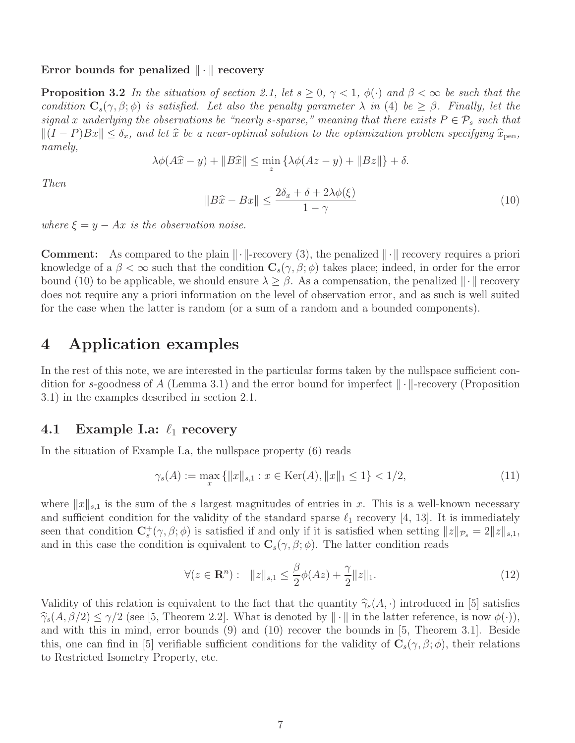**Error bounds for penalized $\|\cdot\|$ recovery**

**Proposition 3.2** *In the situation of section 2.1, let $s \geq 0$, $\gamma < 1$, $\phi(\cdot)$ and $\beta < \infty$ be such that the condition $\mathbf{C}_s(\gamma, \beta; \phi)$ is satisfied. Let also the penalty parameter $\lambda$ in (4) be $\geq \beta$. Finally, let the signal $x$ underlying the observations be "nearly $s$-sparse," meaning that there exists $P \in \mathcal{P}_s$ such that $\|(I - P)Bx\| \leq \delta_x$, and let $\widehat{x}$ be a near-optimal solution to the optimization problem specifying $\widehat{x}_{\rm pen}$, namely,*

$$\lambda\phi(A\widehat{x} - y) + \|B\widehat{x}\| \leq \min_z \{\lambda\phi(Az - y) + \|Bz\|\} + \delta.$$

*Then*

$$\|B\widehat{x} - Bx\| \leq \frac{2\delta_x + \delta + 2\lambda\phi(\xi)}{1 - \gamma} \tag{10}$$

*where $\xi = y - Ax$ is the observation noise.*

**Comment:** As compared to the plain $\|\cdot\|$-recovery (3), the penalized $\|\cdot\|$ recovery requires a priori knowledge of a $\beta < \infty$ such that the condition $\mathbf{C}_s(\gamma, \beta; \phi)$ takes place; indeed, in order for the error bound (10) to be applicable, we should ensure $\lambda \geq \beta$. As a compensation, the penalized $\|\cdot\|$ recovery does not require any a priori information on the level of observation error, and as such is well suited for the case when the latter is random (or a sum of a random and a bounded components).

# 4 Application examples

In the rest of this note, we are interested in the particular forms taken by the nullspace sufficient condition for $s$-goodness of $A$ (Lemma 3.1) and the error bound for imperfect $\|\cdot\|$-recovery (Proposition 3.1) in the examples described in section 2.1.

## 4.1 Example I.a: $\ell_1$ recovery

In the situation of Example I.a, the nullspace property (6) reads

$$\gamma_s(A) := \max_x \{\|x\|_{s,1} : x \in \mathrm{Ker}(A), \|x\|_1 \leq 1\} < 1/2, \tag{11}$$

where $\|x\|_{s,1}$ is the sum of the $s$ largest magnitudes of entries in $x$. This is a well-known necessary and sufficient condition for the validity of the standard sparse $\ell_1$ recovery [4, 13]. It is immediately seen that condition $\mathbf{C}^+_s(\gamma, \beta; \phi)$ is satisfied if and only if it is satisfied when setting $\|z\|_{\mathcal{P}_s} = 2\|z\|_{s,1}$, and in this case the condition is equivalent to $\mathbf{C}_s(\gamma, \beta; \phi)$. The latter condition reads

$$\forall (z \in \mathbf{R}^n) : \quad \|z\|_{s,1} \leq \frac{\beta}{2}\phi(Az) + \frac{\gamma}{2}\|z\|_1. \tag{12}$$

Validity of this relation is equivalent to the fact that the quantity $\widehat{\gamma}_s(A, \cdot)$ introduced in [5] satisfies $\widehat{\gamma}_s(A, \beta/2) \leq \gamma/2$ (see [5, Theorem 2.2]. What is denoted by $\|\cdot\|$ in the latter reference, is now $\phi(\cdot)$), and with this in mind, error bounds (9) and (10) recover the bounds in [5, Theorem 3.1]. Beside this, one can find in [5] verifiable sufficient conditions for the validity of $\mathbf{C}_s(\gamma, \beta; \phi)$, their relations to Restricted Isometry Property, etc.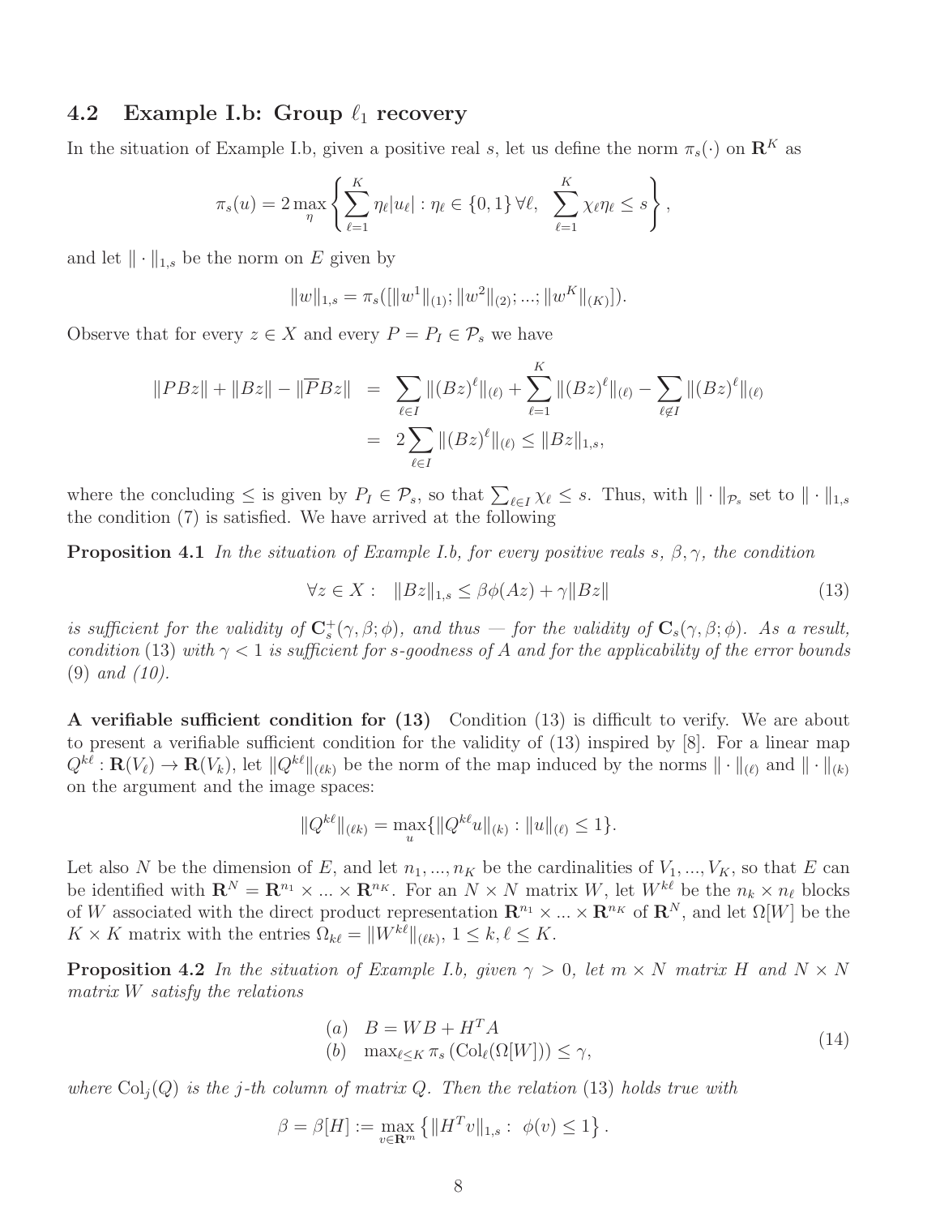## 4.2 Example I.b: Group $\ell_1$ recovery

In the situation of Example I.b, given a positive real $s$, let us define the norm $\pi_s(\cdot)$ on $\mathbf{R}^K$ as

$$\pi_s(u) = 2\max_{\eta}\left\{\sum_{\ell=1}^K \eta_\ell |u_\ell| : \eta_\ell \in \{0,1\}\,\forall \ell,\;\; \sum_{\ell=1}^K \chi_\ell \eta_\ell \le s\right\},$$

and let $\|\cdot\|_{1,s}$ be the norm on $E$ given by

$$\|w\|_{1,s} = \pi_s([\|w^1\|_{(1)}; \|w^2\|_{(2)}; ...; \|w^K\|_{(K)}]).$$

Observe that for every $z \in X$ and every $P = P_I \in \mathcal{P}_s$ we have

$$\begin{array}{rcl}\|PBz\| + \|Bz\| - \|\overline{P}Bz\| &=& \sum_{\ell\in I}\|(Bz)^\ell\|_{(\ell)} + \sum_{\ell=1}^K \|(Bz)^\ell\|_{(\ell)} - \sum_{\ell\notin I}\|(Bz)^\ell\|_{(\ell)}\\ &=& 2\sum_{\ell\in I}\|(Bz)^\ell\|_{(\ell)} \le \|Bz\|_{1,s},\end{array}$$

where the concluding $\le$ is given by $P_I \in \mathcal{P}_s$, so that $\sum_{\ell\in I}\chi_\ell \le s$. Thus, with $\|\cdot\|_{\mathcal{P}_s}$ set to $\|\cdot\|_{1,s}$ the condition (7) is satisfied. We have arrived at the following

**Proposition 4.1** *In the situation of Example I.b, for every positive reals $s$, $\beta, \gamma$, the condition*

$$\forall z \in X: \quad \|Bz\|_{1,s} \le \beta\phi(Az) + \gamma\|Bz\| \tag{13}$$

*is sufficient for the validity of $\mathbf{C}_s^+(\gamma, \beta; \phi)$, and thus — for the validity of $\mathbf{C}_s(\gamma,\beta;\phi)$. As a result, condition* (13) *with $\gamma < 1$ is sufficient for $s$-goodness of $A$ and for the applicability of the error bounds* (9) *and (10).*

**A verifiable sufficient condition for (13)** Condition (13) is difficult to verify. We are about to present a verifiable sufficient condition for the validity of (13) inspired by [8]. For a linear map $Q^{k\ell}: \mathbf{R}(V_\ell) \to \mathbf{R}(V_k)$, let $\|Q^{k\ell}\|_{(\ell k)}$ be the norm of the map induced by the norms $\|\cdot\|_{(\ell)}$ and $\|\cdot\|_{(k)}$ on the argument and the image spaces:

$$\|Q^{k\ell}\|_{(\ell k)} = \max_u \{\|Q^{k\ell}u\|_{(k)} : \|u\|_{(\ell)} \le 1\}.$$

Let also $N$ be the dimension of $E$, and let $n_1, ..., n_K$ be the cardinalities of $V_1, ..., V_K$, so that $E$ can be identified with $\mathbf{R}^N = \mathbf{R}^{n_1}\times ... \times \mathbf{R}^{n_K}$. For an $N \times N$ matrix $W$, let $W^{k\ell}$ be the $n_k \times n_\ell$ blocks of $W$ associated with the direct product representation $\mathbf{R}^{n_1}\times ... \times \mathbf{R}^{n_K}$ of $\mathbf{R}^N$, and let $\Omega[W]$ be the $K \times K$ matrix with the entries $\Omega_{k\ell} = \|W^{k\ell}\|_{(\ell k)}$, $1 \le k, \ell \le K$.

**Proposition 4.2** *In the situation of Example I.b, given $\gamma > 0$, let $m \times N$ matrix $H$ and $N \times N$ matrix $W$ satisfy the relations*

$$\begin{array}{ll}(a) & B = WB + H^TA\\ (b) & \max_{\ell\le K}\pi_s\left(\mathrm{Col}_\ell(\Omega[W])\right) \le \gamma,\end{array} \tag{14}$$

*where $\mathrm{Col}_j(Q)$ is the $j$-th column of matrix $Q$. Then the relation* (13) *holds true with*

$$\beta = \beta[H] := \max_{v\in\mathbf{R}^m}\left\{\|H^Tv\|_{1,s} : \; \phi(v) \le 1\right\}.$$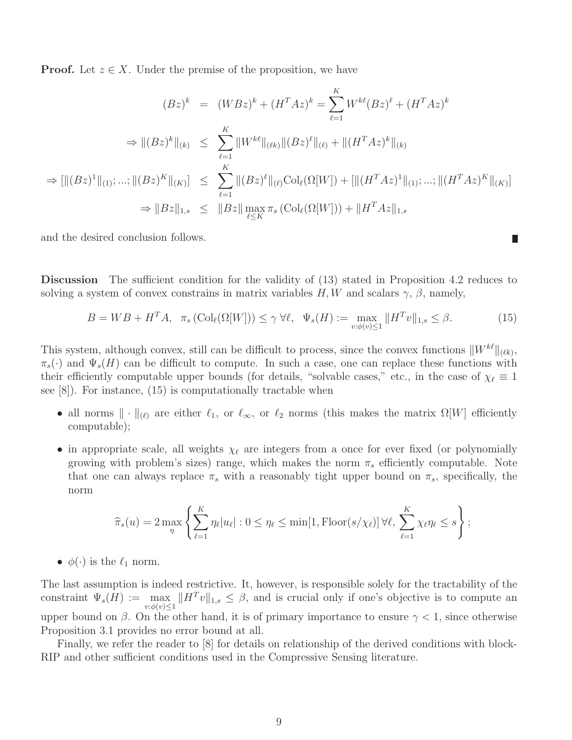**Proof.** Let $z \in X$. Under the premise of the proposition, we have

$$
\begin{array}{rcl}
(Bz)^k & = & (WBz)^k + (H^TAz)^k = \sum_{\ell=1}^K W^{k\ell}(Bz)^\ell + (H^TAz)^k \\
\Rightarrow \|(Bz)^k\|_{(k)} & \leq & \sum_{\ell=1}^K \|W^{k\ell}\|_{(\ell k)} \|(Bz)^\ell\|_{(\ell)} + \|(H^TAz)^k\|_{(k)} \\
\Rightarrow [\|(Bz)^1\|_{(1)}; ...; \|(Bz)^K\|_{(K)}] & \leq & \sum_{\ell=1}^K \|(Bz)^\ell\|_{(\ell)} \mathrm{Col}_\ell(\Omega[W]) + [\|(H^TAz)^1\|_{(1)}; ...; \|(H^TAz)^K\|_{(K)}] \\
\Rightarrow \|Bz\|_{1,s} & \leq & \|Bz\| \max_{\ell \leq K} \pi_s\left(\mathrm{Col}_\ell(\Omega[W])\right) + \|H^TAz\|_{1,s}
\end{array}
$$

and the desired conclusion follows. ∎

**Discussion** The sufficient condition for the validity of (13) stated in Proposition 4.2 reduces to solving a system of convex constrains in matrix variables $H, W$ and scalars $\gamma$, $\beta$, namely,

$$
B = WB + H^TA, \quad \pi_s\left(\mathrm{Col}_\ell(\Omega[W])\right) \leq \gamma \;\forall \ell, \quad \Psi_s(H) := \max_{v:\phi(v)\leq 1} \|H^Tv\|_{1,s} \leq \beta. \tag{15}
$$

This system, although convex, still can be difficult to process, since the convex functions $\|W^{k\ell}\|_{(\ell k)}$, $\pi_s(\cdot)$ and $\Psi_s(H)$ can be difficult to compute. In such a case, one can replace these functions with their efficiently computable upper bounds (for details, "solvable cases," etc., in the case of $\chi_\ell \equiv 1$ see [8]). For instance, (15) is computationally tractable when

- all norms $\|\cdot\|_{(\ell)}$ are either $\ell_1$, or $\ell_\infty$, or $\ell_2$ norms (this makes the matrix $\Omega[W]$ efficiently computable);
- in appropriate scale, all weights $\chi_\ell$ are integers from a once for ever fixed (or polynomially growing with problem's sizes) range, which makes the norm $\pi_s$ efficiently computable. Note that one can always replace $\pi_s$ with a reasonably tight upper bound on $\pi_s$, specifically, the norm

$$
\widehat{\pi}_s(u) = 2 \max_\eta \left\{ \sum_{\ell=1}^K \eta_\ell |u_\ell| : 0 \leq \eta_\ell \leq \min[1, \mathrm{Floor}(s/\chi_\ell)] \;\forall \ell, \; \sum_{\ell=1}^K \chi_\ell \eta_\ell \leq s \right\};
$$

- $\phi(\cdot)$ is the $\ell_1$ norm.

The last assumption is indeed restrictive. It, however, is responsible solely for the tractability of the constraint $\Psi_s(H) := \max_{v:\phi(v)\leq 1} \|H^Tv\|_{1,s} \leq \beta$, and is crucial only if one's objective is to compute an upper bound on $\beta$. On the other hand, it is of primary importance to ensure $\gamma < 1$, since otherwise Proposition 3.1 provides no error bound at all.

Finally, we refer the reader to [8] for details on relationship of the derived conditions with block-RIP and other sufficient conditions used in the Compressive Sensing literature.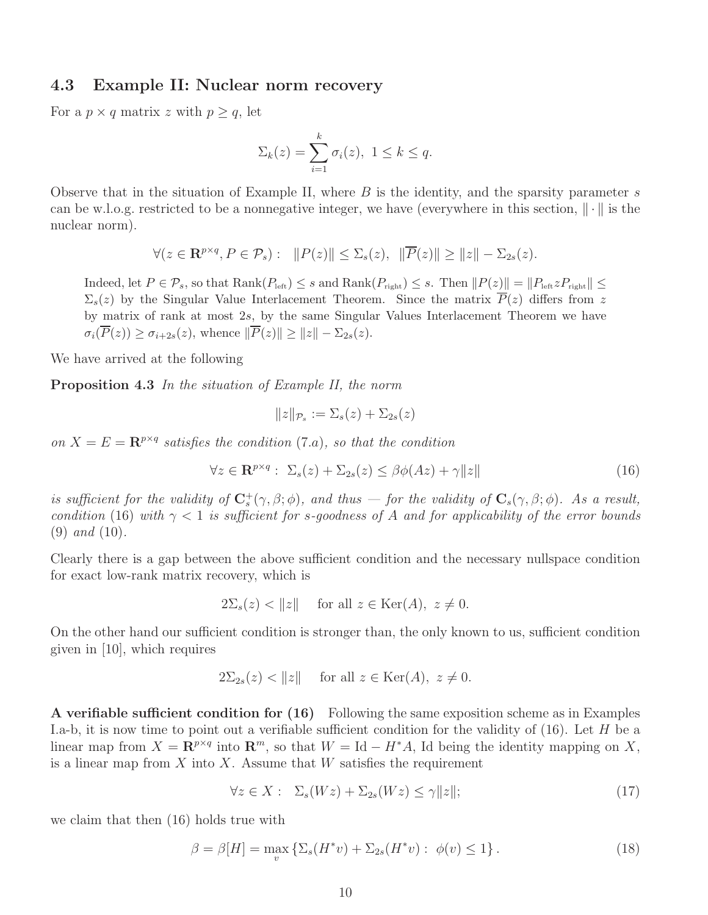### 4.3 Example II: Nuclear norm recovery

For a $p \times q$ matrix $z$ with $p \geq q$, let

$$\Sigma_k(z) = \sum_{i=1}^{k} \sigma_i(z),\ 1 \leq k \leq q.$$

Observe that in the situation of Example II, where $B$ is the identity, and the sparsity parameter $s$ can be w.l.o.g. restricted to be a nonnegative integer, we have (everywhere in this section, $\|\cdot\|$ is the nuclear norm).

$$\forall (z \in \mathbf{R}^{p\times q}, P \in \mathcal{P}_s): \quad \|P(z)\| \leq \Sigma_s(z), \quad \|\overline{P}(z)\| \geq \|z\| - \Sigma_{2s}(z).$$

Indeed, let $P \in \mathcal{P}_s$, so that $\mathrm{Rank}(P_{\rm left}) \leq s$ and $\mathrm{Rank}(P_{\rm right}) \leq s$. Then $\|P(z)\| = \|P_{\rm left} z P_{\rm right}\| \leq \Sigma_s(z)$ by the Singular Value Interlacement Theorem. Since the matrix $\overline{P}(z)$ differs from $z$ by matrix of rank at most $2s$, by the same Singular Values Interlacement Theorem we have $\sigma_i(\overline{P}(z)) \geq \sigma_{i+2s}(z)$, whence $\|\overline{P}(z)\| \geq \|z\| - \Sigma_{2s}(z)$.

We have arrived at the following

**Proposition 4.3** *In the situation of Example II, the norm*

$$\|z\|_{\mathcal{P}_s} := \Sigma_s(z) + \Sigma_{2s}(z)$$

*on $X = E = \mathbf{R}^{p\times q}$ satisfies the condition (7.a), so that the condition*

$$\forall z \in \mathbf{R}^{p\times q}: \ \Sigma_s(z) + \Sigma_{2s}(z) \leq \beta\phi(Az) + \gamma\|z\| \tag{16}$$

*is sufficient for the validity of $\mathbf{C}_s^+(\gamma, \beta; \phi)$, and thus — for the validity of $\mathbf{C}_s(\gamma, \beta; \phi)$. As a result, condition* (16) *with $\gamma < 1$ is sufficient for $s$-goodness of $A$ and for applicability of the error bounds* (9) *and* (10)*.*

Clearly there is a gap between the above sufficient condition and the necessary nullspace condition for exact low-rank matrix recovery, which is

$$2\Sigma_s(z) < \|z\| \quad \text{for all } z \in \mathrm{Ker}(A),\ z \neq 0.$$

On the other hand our sufficient condition is stronger than, the only known to us, sufficient condition given in [10], which requires

$$2\Sigma_{2s}(z) < \|z\| \quad \text{for all } z \in \mathrm{Ker}(A),\ z \neq 0.$$

**A verifiable sufficient condition for (16)** Following the same exposition scheme as in Examples I.a-b, it is now time to point out a verifiable sufficient condition for the validity of (16). Let $H$ be a linear map from $X = \mathbf{R}^{p\times q}$ into $\mathbf{R}^m$, so that $W = \mathrm{Id} - H^*A$, Id being the identity mapping on $X$, is a linear map from $X$ into $X$. Assume that $W$ satisfies the requirement

$$\forall z \in X: \quad \Sigma_s(Wz) + \Sigma_{2s}(Wz) \leq \gamma\|z\|; \tag{17}$$

we claim that then (16) holds true with

$$\beta = \beta[H] = \max_v \left\{\Sigma_s(H^*v) + \Sigma_{2s}(H^*v) : \ \phi(v) \leq 1\right\}. \tag{18}$$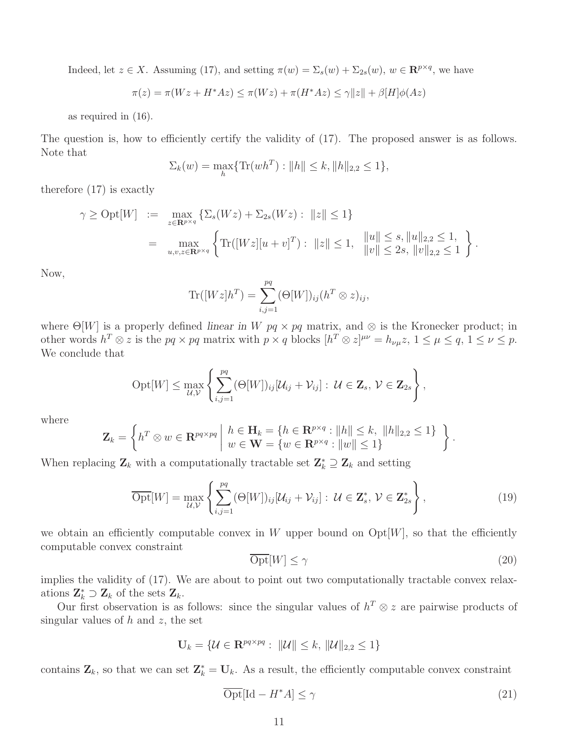Indeed, let $z \in X$. Assuming (17), and setting $\pi(w) = \Sigma_s(w) + \Sigma_{2s}(w)$, $w \in \mathbf{R}^{p\times q}$, we have

$$\pi(z) = \pi(Wz + H^*Az) \le \pi(Wz) + \pi(H^*Az) \le \gamma\|z\| + \beta[H]\phi(Az)$$

as required in (16).

The question is, how to efficiently certify the validity of (17). The proposed answer is as follows. Note that

$$\Sigma_k(w) = \max_h \{\mathrm{Tr}(wh^T) : \|h\| \le k, \|h\|_{2,2} \le 1\},$$

therefore (17) is exactly

$$\begin{array}{rcl}\gamma \ge \mathrm{Opt}[W] & := & \max\limits_{z\in\mathbf{R}^{p\times q}} \{\Sigma_s(Wz) + \Sigma_{2s}(Wz) : \ \|z\| \le 1\} \\ & = & \max\limits_{u,v,z\in\mathbf{R}^{p\times q}} \left\{ \mathrm{Tr}([Wz][u+v]^T) : \ \|z\| \le 1, \ \begin{array}{l}\|u\| \le s, \|u\|_{2,2} \le 1, \\ \|v\| \le 2s, \ \|v\|_{2,2} \le 1\end{array} \right\}.\end{array}$$

Now,

$$\mathrm{Tr}([Wz]h^T) = \sum_{i,j=1}^{pq} (\Theta[W])_{ij}(h^T \otimes z)_{ij},$$

where $\Theta[W]$ is a properly defined *linear in* $W$ $pq \times pq$ matrix, and $\otimes$ is the Kronecker product; in other words $h^T \otimes z$ is the $pq \times pq$ matrix with $p \times q$ blocks $[h^T \otimes z]^{\mu\nu} = h_{\nu\mu}z$, $1 \le \mu \le q$, $1 \le \nu \le p$. We conclude that

$$\mathrm{Opt}[W] \le \max_{\mathcal{U},\mathcal{V}} \left\{ \sum_{i,j=1}^{pq} (\Theta[W])_{ij}[\mathcal{U}_{ij} + \mathcal{V}_{ij}] : \ \mathcal{U} \in \mathbf{Z}_s, \ \mathcal{V} \in \mathbf{Z}_{2s} \right\},$$

where

$$\mathbf{Z}_k = \left\{ h^T \otimes w \in \mathbf{R}^{pq\times pq} \ \middle| \ \begin{array}{l} h \in \mathbf{H}_k = \{h \in \mathbf{R}^{p\times q} : \|h\| \le k, \ \|h\|_{2,2} \le 1\} \\ w \in \mathbf{W} = \{w \in \mathbf{R}^{p\times q} : \|w\| \le 1\} \end{array} \right\}.$$

When replacing $\mathbf{Z}_k$ with a computationally tractable set $\mathbf{Z}_k^* \supseteq \mathbf{Z}_k$ and setting

$$\overline{\mathrm{Opt}}[W] = \max_{\mathcal{U},\mathcal{V}} \left\{ \sum_{i,j=1}^{pq} (\Theta[W])_{ij}[\mathcal{U}_{ij} + \mathcal{V}_{ij}] : \ \mathcal{U} \in \mathbf{Z}_s^*, \ \mathcal{V} \in \mathbf{Z}_{2s}^* \right\}, \tag{19}$$

we obtain an efficiently computable convex in $W$ upper bound on $\mathrm{Opt}[W]$, so that the efficiently computable convex constraint

$$\overline{\mathrm{Opt}}[W] \le \gamma \tag{20}$$

implies the validity of (17). We are about to point out two computationally tractable convex relaxations $\mathbf{Z}_k^* \supset \mathbf{Z}_k$ of the sets $\mathbf{Z}_k$.

Our first observation is as follows: since the singular values of $h^T \otimes z$ are pairwise products of singular values of $h$ and $z$, the set

$$\mathbf{U}_k = \{\mathcal{U} \in \mathbf{R}^{pq\times pq} : \ \|\mathcal{U}\| \le k, \ \|\mathcal{U}\|_{2,2} \le 1\}$$

contains $\mathbf{Z}_k$, so that we can set $\mathbf{Z}_k^* = \mathbf{U}_k$. As a result, the efficiently computable convex constraint

$$\overline{\mathrm{Opt}}[\mathrm{Id} - H^*A] \le \gamma \tag{21}$$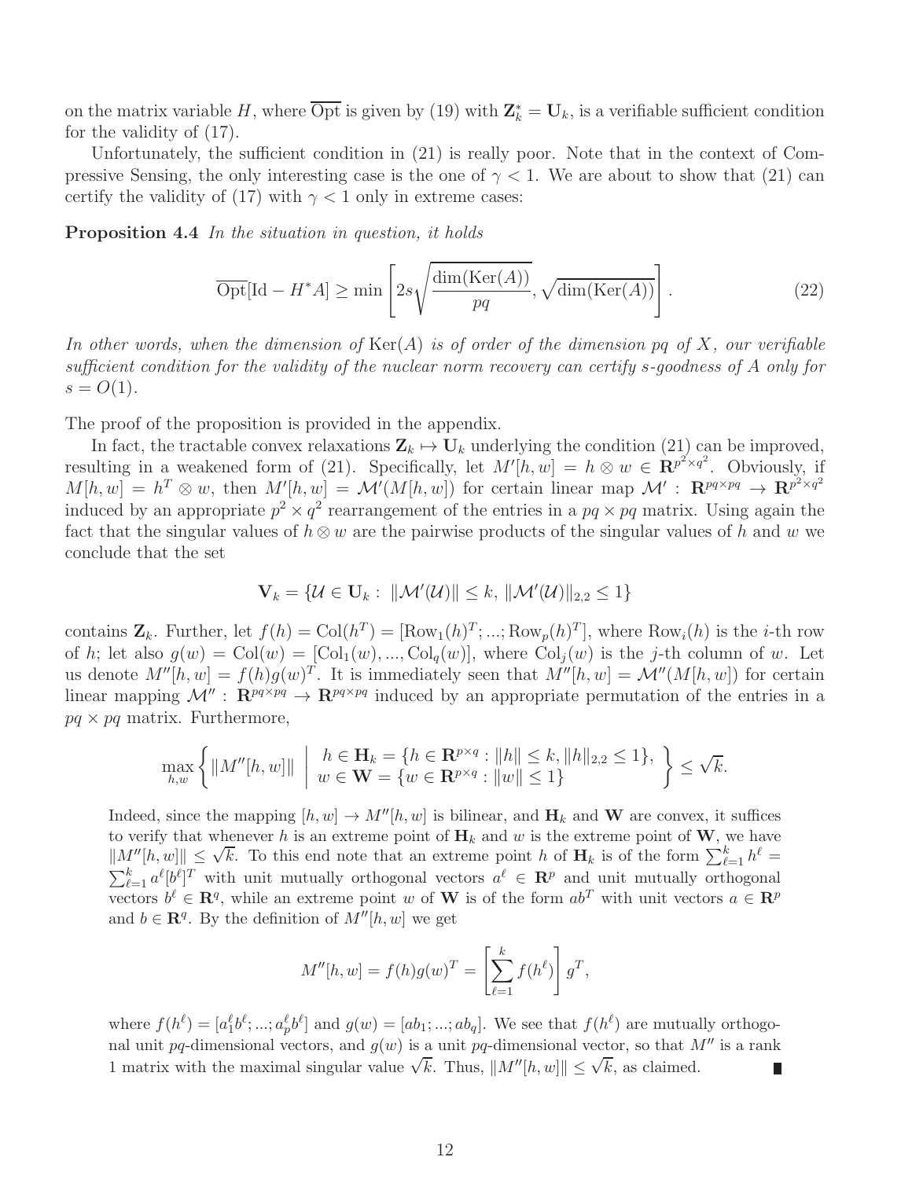on the matrix variable $H$, where $\overline{\mathrm{Opt}}$ is given by (19) with $\mathbf{Z}_k^* = \mathbf{U}_k$, is a verifiable sufficient condition for the validity of (17).

Unfortunately, the sufficient condition in (21) is really poor. Note that in the context of Compressive Sensing, the only interesting case is the one of $\gamma < 1$. We are about to show that (21) can certify the validity of (17) with $\gamma < 1$ only in extreme cases:

**Proposition 4.4** *In the situation in question, it holds*

$$\overline{\mathrm{Opt}}[\mathrm{Id} - H^* A] \geq \min\left[2s\sqrt{\frac{\dim(\mathrm{Ker}(A))}{pq}}, \sqrt{\dim(\mathrm{Ker}(A))}\right]. \tag{22}$$

*In other words, when the dimension of* $\mathrm{Ker}(A)$ *is of order of the dimension* $pq$ *of* $X$*, our verifiable sufficient condition for the validity of the nuclear norm recovery can certify* $s$*-goodness of* $A$ *only for* $s = O(1)$*.*

The proof of the proposition is provided in the appendix.

In fact, the tractable convex relaxations $\mathbf{Z}_k \mapsto \mathbf{U}_k$ underlying the condition (21) can be improved, resulting in a weakened form of (21). Specifically, let $M'[h, w] = h \otimes w \in \mathbf{R}^{p^2 \times q^2}$. Obviously, if $M[h, w] = h^T \otimes w$, then $M'[h, w] = \mathcal{M}'(M[h, w])$ for certain linear map $\mathcal{M}' : \mathbf{R}^{pq \times pq} \to \mathbf{R}^{p^2 \times q^2}$ induced by an appropriate $p^2 \times q^2$ rearrangement of the entries in a $pq \times pq$ matrix. Using again the fact that the singular values of $h \otimes w$ are the pairwise products of the singular values of $h$ and $w$ we conclude that the set

$$\mathbf{V}_k = \{\mathcal{U} \in \mathbf{U}_k : \|\mathcal{M}'(\mathcal{U})\| \leq k, \|\mathcal{M}'(\mathcal{U})\|_{2,2} \leq 1\}$$

contains $\mathbf{Z}_k$. Further, let $f(h) = \mathrm{Col}(h^T) = [\mathrm{Row}_1(h)^T; ...; \mathrm{Row}_p(h)^T]$, where $\mathrm{Row}_i(h)$ is the $i$-th row of $h$; let also $g(w) = \mathrm{Col}(w) = [\mathrm{Col}_1(w), ..., \mathrm{Col}_q(w)]$, where $\mathrm{Col}_j(w)$ is the $j$-th column of $w$. Let us denote $M''[h, w] = f(h)g(w)^T$. It is immediately seen that $M''[h, w] = \mathcal{M}''(M[h, w])$ for certain linear mapping $\mathcal{M}'' : \mathbf{R}^{pq \times pq} \to \mathbf{R}^{pq \times pq}$ induced by an appropriate permutation of the entries in a $pq \times pq$ matrix. Furthermore,

$$\max_{h,w}\left\{\|M''[h, w]\| \;\middle|\; \begin{array}{l} h \in \mathbf{H}_k = \{h \in \mathbf{R}^{p \times q} : \|h\| \leq k, \|h\|_{2,2} \leq 1\}, \\ w \in \mathbf{W} = \{w \in \mathbf{R}^{p \times q} : \|w\| \leq 1\} \end{array}\right\} \leq \sqrt{k}.$$

Indeed, since the mapping $[h, w] \to M''[h, w]$ is bilinear, and $\mathbf{H}_k$ and $\mathbf{W}$ are convex, it suffices to verify that whenever $h$ is an extreme point of $\mathbf{H}_k$ and $w$ is the extreme point of $\mathbf{W}$, we have $\|M''[h, w]\| \leq \sqrt{k}$. To this end note that an extreme point $h$ of $\mathbf{H}_k$ is of the form $\sum_{\ell=1}^k h^\ell = \sum_{\ell=1}^k a^\ell [b^\ell]^T$ with unit mutually orthogonal vectors $a^\ell \in \mathbf{R}^p$ and unit mutually orthogonal vectors $b^\ell \in \mathbf{R}^q$, while an extreme point $w$ of $\mathbf{W}$ is of the form $ab^T$ with unit vectors $a \in \mathbf{R}^p$ and $b \in \mathbf{R}^q$. By the definition of $M''[h, w]$ we get

$$M''[h, w] = f(h)g(w)^T = \left[\sum_{\ell=1}^k f(h^\ell)\right] g^T,$$

where $f(h^\ell) = [a_1^\ell b^\ell; ...; a_p^\ell b^\ell]$ and $g(w) = [ab_1; ...; ab_q]$. We see that $f(h^\ell)$ are mutually orthogonal unit $pq$-dimensional vectors, and $g(w)$ is a unit $pq$-dimensional vector, so that $M''$ is a rank 1 matrix with the maximal singular value $\sqrt{k}$. Thus, $\|M''[h, w]\| \leq \sqrt{k}$, as claimed. ∎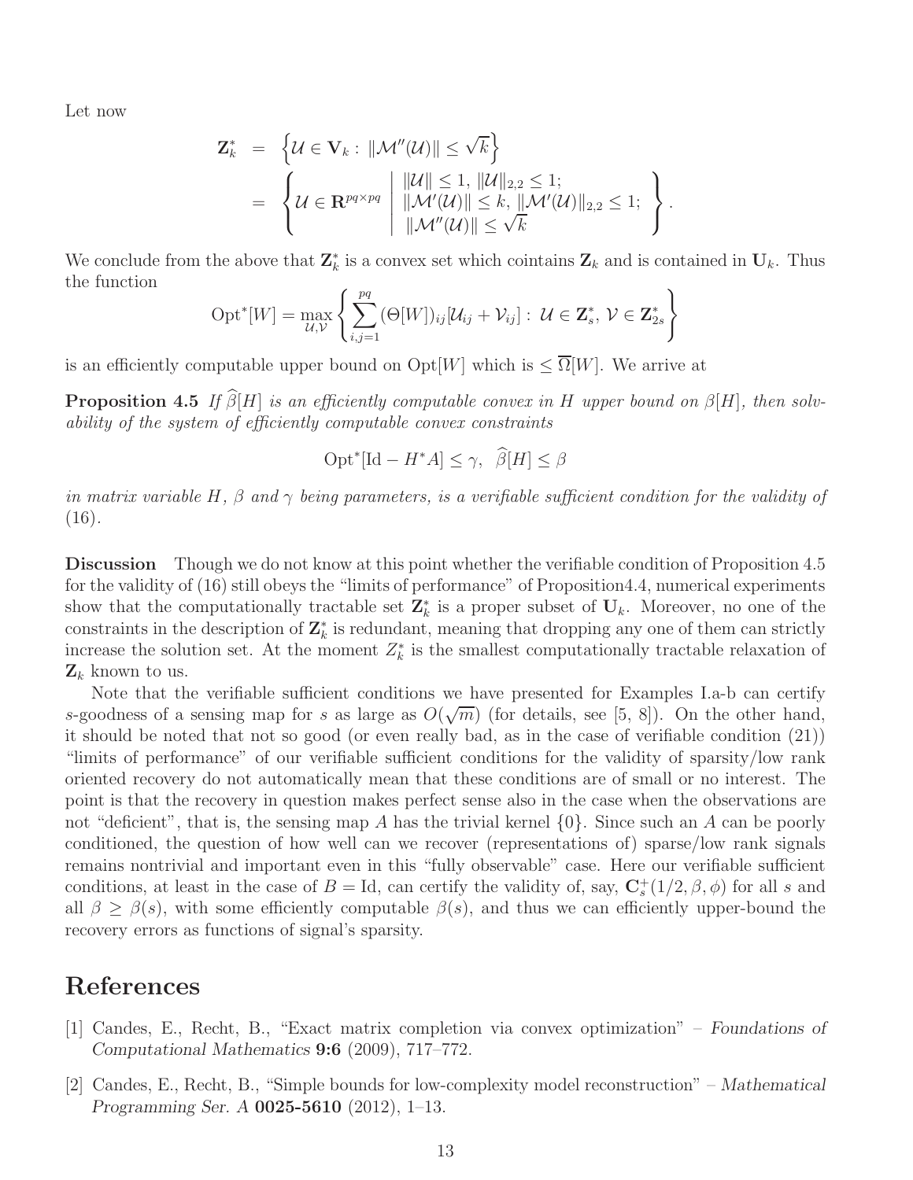Let now

$$
\begin{aligned}
\mathbf{Z}_k^* &= \left\{\mathcal{U} \in \mathbf{V}_k : \|\mathcal{M}''(\mathcal{U})\| \le \sqrt{k}\right\} \\
&= \left\{ \mathcal{U} \in \mathbf{R}^{pq\times pq} \;\middle|\; \begin{array}{l} \|\mathcal{U}\| \le 1,\ \|\mathcal{U}\|_{2,2} \le 1; \\ \|\mathcal{M}'(\mathcal{U})\| \le k,\ \|\mathcal{M}'(\mathcal{U})\|_{2,2} \le 1; \\ \|\mathcal{M}''(\mathcal{U})\| \le \sqrt{k} \end{array} \right\}.
\end{aligned}
$$

We conclude from the above that $\mathbf{Z}_k^*$ is a convex set which cointains $\mathbf{Z}_k$ and is contained in $\mathbf{U}_k$. Thus the function

$$
\mathrm{Opt}^*[W] = \max_{\mathcal{U},\mathcal{V}} \left\{ \sum_{i,j=1}^{pq} (\Theta[W])_{ij}[\mathcal{U}_{ij} + \mathcal{V}_{ij}] : \mathcal{U} \in \mathbf{Z}_s^*,\ \mathcal{V} \in \mathbf{Z}_{2s}^* \right\}
$$

is an efficiently computable upper bound on $\mathrm{Opt}[W]$ which is $\le \overline{\Omega}[W]$. We arrive at

**Proposition 4.5** *If $\widehat{\beta}[H]$ is an efficiently computable convex in $H$ upper bound on $\beta[H]$, then solvability of the system of efficiently computable convex constraints*

$$
\mathrm{Opt}^*[\mathrm{Id} - H^* A] \le \gamma, \ \ \widehat{\beta}[H] \le \beta
$$

*in matrix variable $H$, $\beta$ and $\gamma$ being parameters, is a verifiable sufficient condition for the validity of* (16).

**Discussion** Though we do not know at this point whether the verifiable condition of Proposition 4.5 for the validity of (16) still obeys the "limits of performance" of Proposition4.4, numerical experiments show that the computationally tractable set $\mathbf{Z}_k^*$ is a proper subset of $\mathbf{U}_k$. Moreover, no one of the constraints in the description of $\mathbf{Z}_k^*$ is redundant, meaning that dropping any one of them can strictly increase the solution set. At the moment $Z_k^*$ is the smallest computationally tractable relaxation of $\mathbf{Z}_k$ known to us.

Note that the verifiable sufficient conditions we have presented for Examples I.a-b can certify $s$-goodness of a sensing map for $s$ as large as $O(\sqrt{m})$ (for details, see [5, 8]). On the other hand, it should be noted that not so good (or even really bad, as in the case of verifiable condition (21)) "limits of performance" of our verifiable sufficient conditions for the validity of sparsity/low rank oriented recovery do not automatically mean that these conditions are of small or no interest. The point is that the recovery in question makes perfect sense also in the case when the observations are not "deficient", that is, the sensing map $A$ has the trivial kernel $\{0\}$. Since such an $A$ can be poorly conditioned, the question of how well can we recover (representations of) sparse/low rank signals remains nontrivial and important even in this "fully observable" case. Here our verifiable sufficient conditions, at least in the case of $B = \mathrm{Id}$, can certify the validity of, say, $\mathbf{C}_s^+(1/2, \beta, \phi)$ for all $s$ and all $\beta \ge \beta(s)$, with some efficiently computable $\beta(s)$, and thus we can efficiently upper-bound the recovery errors as functions of signal's sparsity.

# References

[1] Candes, E., Recht, B., "Exact matrix completion via convex optimization" – *Foundations of Computational Mathematics* **9:6** (2009), 717–772.

[2] Candes, E., Recht, B., "Simple bounds for low-complexity model reconstruction" – *Mathematical Programming Ser. A* **0025-5610** (2012), 1–13.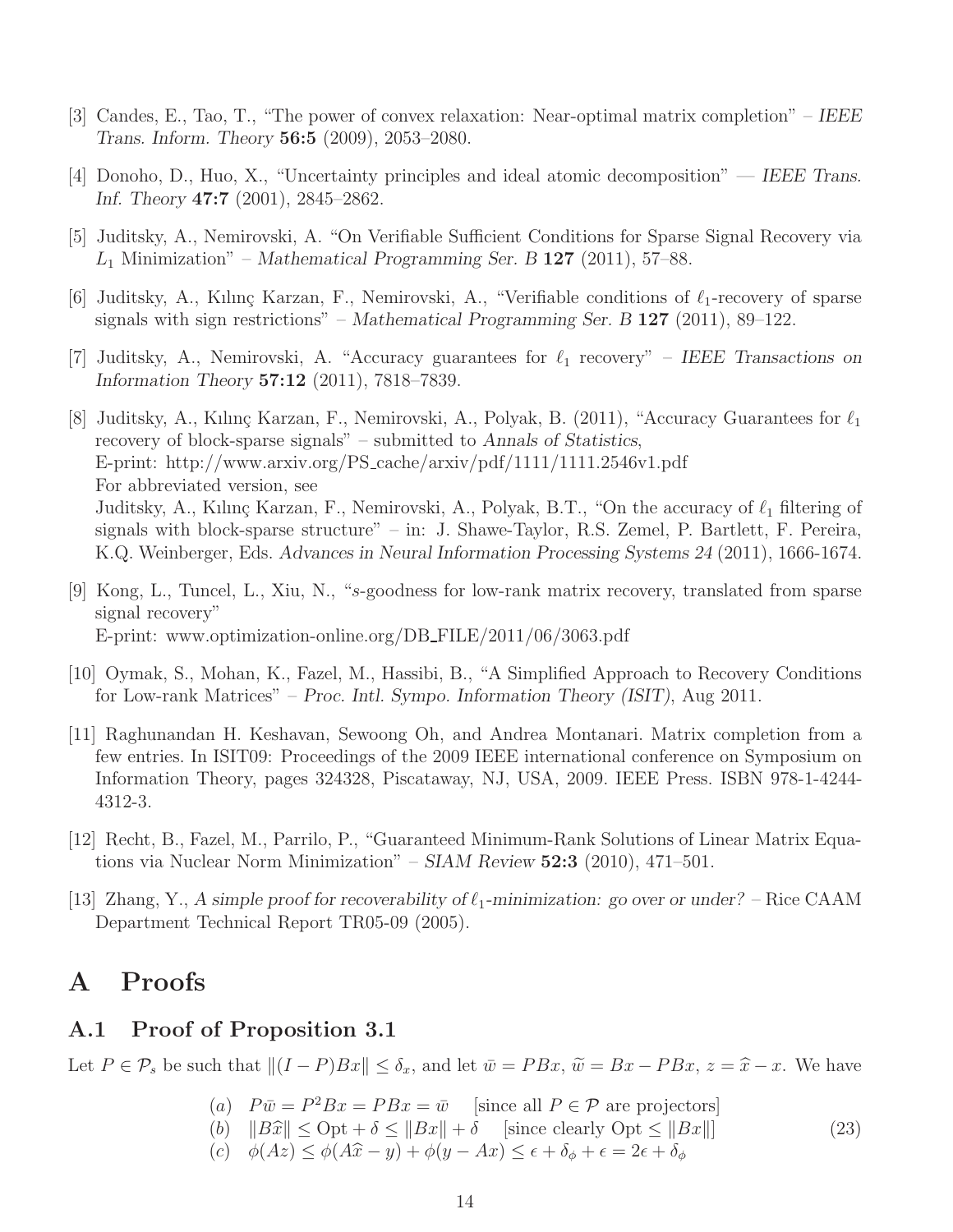[3] Candes, E., Tao, T., "The power of convex relaxation: Near-optimal matrix completion" – *IEEE Trans. Inform. Theory* **56:5** (2009), 2053–2080.

[4] Donoho, D., Huo, X., "Uncertainty principles and ideal atomic decomposition" — *IEEE Trans. Inf. Theory* **47:7** (2001), 2845–2862.

[5] Juditsky, A., Nemirovski, A. "On Verifiable Sufficient Conditions for Sparse Signal Recovery via $L_1$ Minimization" – *Mathematical Programming Ser. B* **127** (2011), 57–88.

[6] Juditsky, A., Kılınç Karzan, F., Nemirovski, A., "Verifiable conditions of $\ell_1$-recovery of sparse signals with sign restrictions" – *Mathematical Programming Ser. B* **127** (2011), 89–122.

[7] Juditsky, A., Nemirovski, A. "Accuracy guarantees for $\ell_1$ recovery" – *IEEE Transactions on Information Theory* **57:12** (2011), 7818–7839.

[8] Juditsky, A., Kılınç Karzan, F., Nemirovski, A., Polyak, B. (2011), "Accuracy Guarantees for $\ell_1$ recovery of block-sparse signals" – submitted to *Annals of Statistics*,
E-print: http://www.arxiv.org/PS_cache/arxiv/pdf/1111/1111.2546v1.pdf
For abbreviated version, see
Juditsky, A., Kılınç Karzan, F., Nemirovski, A., Polyak, B.T., "On the accuracy of $\ell_1$ filtering of signals with block-sparse structure" – in: J. Shawe-Taylor, R.S. Zemel, P. Bartlett, F. Pereira, K.Q. Weinberger, Eds. *Advances in Neural Information Processing Systems 24* (2011), 1666-1674.

[9] Kong, L., Tuncel, L., Xiu, N., "$s$-goodness for low-rank matrix recovery, translated from sparse signal recovery"
E-print: www.optimization-online.org/DB_FILE/2011/06/3063.pdf

[10] Oymak, S., Mohan, K., Fazel, M., Hassibi, B., "A Simplified Approach to Recovery Conditions for Low-rank Matrices" – *Proc. Intl. Sympo. Information Theory (ISIT)*, Aug 2011.

[11] Raghunandan H. Keshavan, Sewoong Oh, and Andrea Montanari. Matrix completion from a few entries. In ISIT09: Proceedings of the 2009 IEEE international conference on Symposium on Information Theory, pages 324328, Piscataway, NJ, USA, 2009. IEEE Press. ISBN 978-1-4244-4312-3.

[12] Recht, B., Fazel, M., Parrilo, P., "Guaranteed Minimum-Rank Solutions of Linear Matrix Equations via Nuclear Norm Minimization" – *SIAM Review* **52:3** (2010), 471–501.

[13] Zhang, Y., *A simple proof for recoverability of $\ell_1$-minimization: go over or under?* – Rice CAAM Department Technical Report TR05-09 (2005).

# A Proofs

## A.1 Proof of Proposition 3.1

Let $P \in \mathcal{P}_s$ be such that $\|(I-P)Bx\| \leq \delta_x$, and let $\bar{w} = PBx$, $\widetilde{w} = Bx - PBx$, $z = \widehat{x} - x$. We have

$$
\begin{array}{ll}
(a) & P\bar{w} = P^2Bx = PBx = \bar{w} \quad \text{[since all } P \in \mathcal{P} \text{ are projectors]} \\
(b) & \|B\widehat{x}\| \leq \mathrm{Opt} + \delta \leq \|Bx\| + \delta \quad \text{[since clearly } \mathrm{Opt} \leq \|Bx\|\text{]} \\
(c) & \phi(Az) \leq \phi(A\widehat{x} - y) + \phi(y - Ax) \leq \epsilon + \delta_\phi + \epsilon = 2\epsilon + \delta_\phi
\end{array}
\tag{23}
$$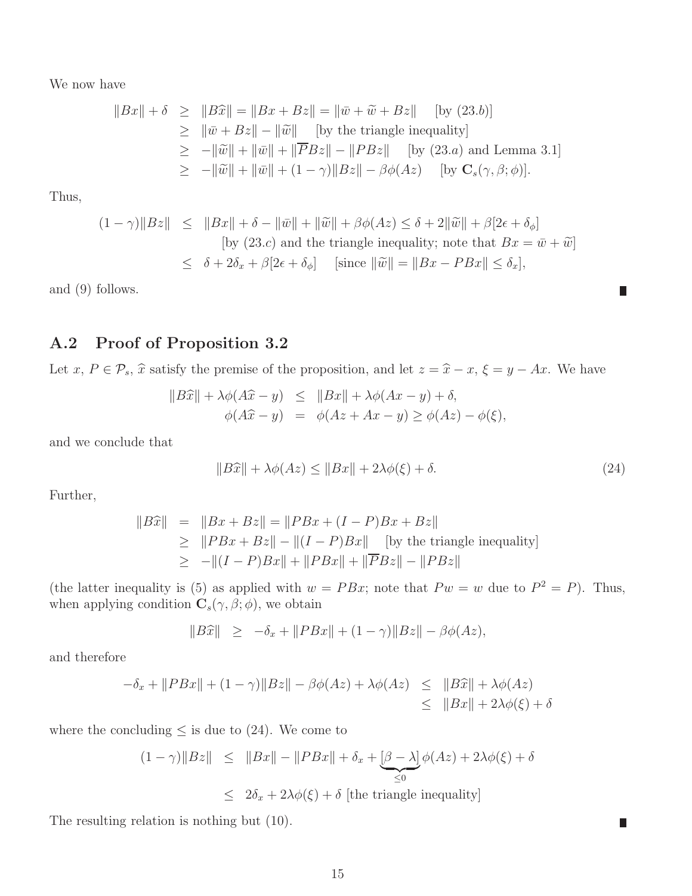We now have

$$
\begin{array}{rcl}
\|Bx\| + \delta & \geq & \|B\widehat{x}\| = \|Bx + Bz\| = \|\bar{w} + \widetilde{w} + Bz\| \quad [\text{by } (23.b)] \\
& \geq & \|\bar{w} + Bz\| - \|\widetilde{w}\| \quad [\text{by the triangle inequality}] \\
& \geq & -\|\widetilde{w}\| + \|\bar{w}\| + \|\overline{P}Bz\| - \|PBz\| \quad [\text{by } (23.a) \text{ and Lemma 3.1}] \\
& \geq & -\|\widetilde{w}\| + \|\bar{w}\| + (1-\gamma)\|Bz\| - \beta\phi(Az) \quad [\text{by } \mathbf{C}_s(\gamma, \beta; \phi)].
\end{array}
$$

Thus,

$$
\begin{array}{rcl}
(1-\gamma)\|Bz\| & \leq & \|Bx\| + \delta - \|\bar{w}\| + \|\widetilde{w}\| + \beta\phi(Az) \leq \delta + 2\|\widetilde{w}\| + \beta[2\epsilon + \delta_\phi] \\
& & \quad [\text{by } (23.c) \text{ and the triangle inequality; note that } Bx = \bar{w} + \widetilde{w}] \\
& \leq & \delta + 2\delta_x + \beta[2\epsilon + \delta_\phi] \quad [\text{since } \|\widetilde{w}\| = \|Bx - PBx\| \leq \delta_x],
\end{array}
$$

and (9) follows. ■

## A.2 Proof of Proposition 3.2

Let $x$, $P \in \mathcal{P}_s$, $\widehat{x}$ satisfy the premise of the proposition, and let $z = \widehat{x} - x$, $\xi = y - Ax$. We have

$$
\begin{array}{rcl}
\|B\widehat{x}\| + \lambda\phi(A\widehat{x} - y) & \leq & \|Bx\| + \lambda\phi(Ax - y) + \delta, \\
\phi(A\widehat{x} - y) & = & \phi(Az + Ax - y) \geq \phi(Az) - \phi(\xi),
\end{array}
$$

and we conclude that

$$
\|B\widehat{x}\| + \lambda\phi(Az) \leq \|Bx\| + 2\lambda\phi(\xi) + \delta. \tag{24}
$$

Further,

$$
\begin{array}{rcl}
\|B\widehat{x}\| & = & \|Bx + Bz\| = \|PBx + (I-P)Bx + Bz\| \\
& \geq & \|PBx + Bz\| - \|(I-P)Bx\| \quad [\text{by the triangle inequality}] \\
& \geq & -\|(I-P)Bx\| + \|PBx\| + \|\overline{P}Bz\| - \|PBz\|
\end{array}
$$

(the latter inequality is (5) as applied with $w = PBx$; note that $Pw = w$ due to $P^2 = P$). Thus, when applying condition $\mathbf{C}_s(\gamma, \beta; \phi)$, we obtain

$$
\|B\widehat{x}\| \geq -\delta_x + \|PBx\| + (1-\gamma)\|Bz\| - \beta\phi(Az),
$$

and therefore

$$
\begin{array}{rcl}
-\delta_x + \|PBx\| + (1-\gamma)\|Bz\| - \beta\phi(Az) + \lambda\phi(Az) & \leq & \|B\widehat{x}\| + \lambda\phi(Az) \\
& \leq & \|Bx\| + 2\lambda\phi(\xi) + \delta
\end{array}
$$

where the concluding $\leq$ is due to (24). We come to

$$
\begin{array}{rcl}
(1-\gamma)\|Bz\| & \leq & \|Bx\| - \|PBx\| + \delta_x + \underbrace{[\beta - \lambda]}_{\leq 0}\phi(Az) + 2\lambda\phi(\xi) + \delta \\
& \leq & 2\delta_x + 2\lambda\phi(\xi) + \delta \ [\text{the triangle inequality}]
\end{array}
$$

The resulting relation is nothing but (10). ■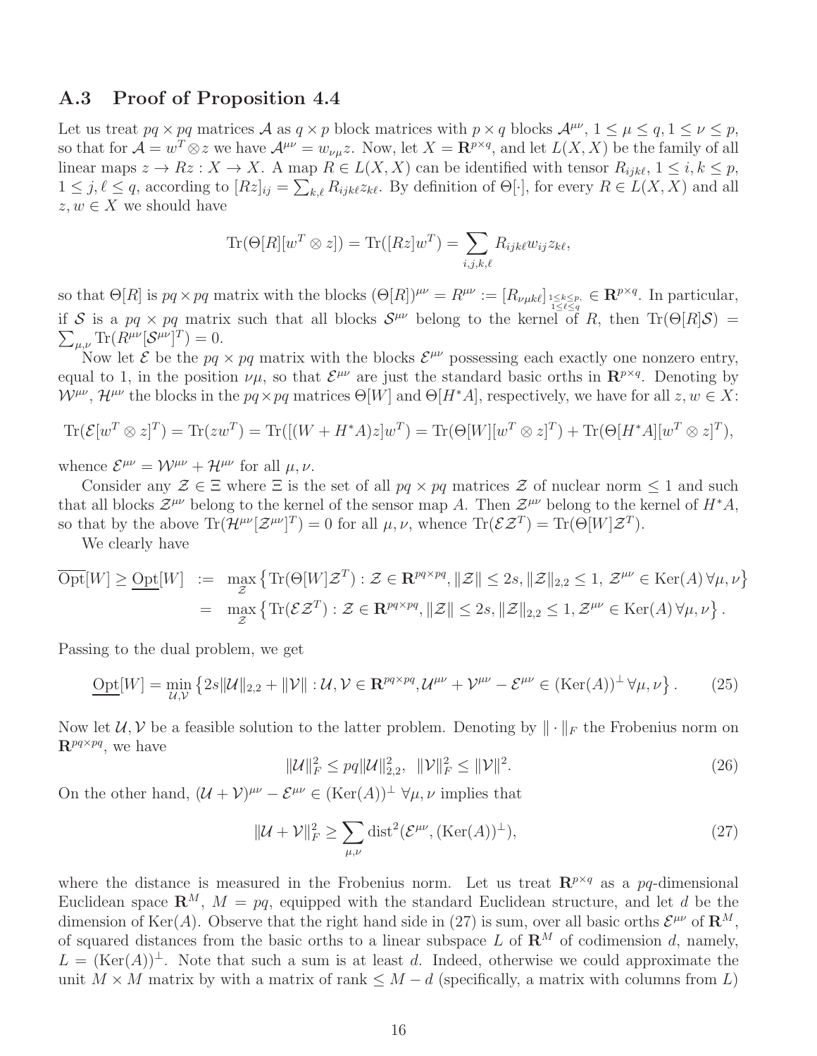## A.3 Proof of Proposition 4.4

Let us treat $pq \times pq$ matrices $\mathcal{A}$ as $q \times p$ block matrices with $p \times q$ blocks $\mathcal{A}^{\mu\nu}$, $1 \le \mu \le q, 1 \le \nu \le p$, so that for $\mathcal{A} = w^T \otimes z$ we have $\mathcal{A}^{\mu\nu} = w_{\nu\mu} z$. Now, let $X = \mathbf{R}^{p\times q}$, and let $L(X,X)$ be the family of all linear maps $z \to Rz : X \to X$. A map $R \in L(X,X)$ can be identified with tensor $R_{ijk\ell}$, $1 \le i,k \le p$, $1 \le j, \ell \le q$, according to $[Rz]_{ij} = \sum_{k,\ell} R_{ijk\ell} z_{k\ell}$. By definition of $\Theta[\cdot]$, for every $R \in L(X,X)$ and all $z, w \in X$ we should have

$$\mathrm{Tr}(\Theta[R][w^T \otimes z]) = \mathrm{Tr}([Rz]w^T) = \sum_{i,j,k,\ell} R_{ijk\ell} w_{ij} z_{k\ell},$$

so that $\Theta[R]$ is $pq \times pq$ matrix with the blocks $(\Theta[R])^{\mu\nu} = R^{\mu\nu} := [R_{\nu\mu k\ell}]_{\substack{1\le k\le p,\\ 1\le \ell \le q}} \in \mathbf{R}^{p\times q}$. In particular, if $\mathcal{S}$ is a $pq \times pq$ matrix such that all blocks $\mathcal{S}^{\mu\nu}$ belong to the kernel of $R$, then $\mathrm{Tr}(\Theta[R]\mathcal{S}) = \sum_{\mu,\nu} \mathrm{Tr}(R^{\mu\nu}[\mathcal{S}^{\mu\nu}]^T) = 0$.

Now let $\mathcal{E}$ be the $pq \times pq$ matrix with the blocks $\mathcal{E}^{\mu\nu}$ possessing each exactly one nonzero entry, equal to 1, in the position $\nu\mu$, so that $\mathcal{E}^{\mu\nu}$ are just the standard basic orths in $\mathbf{R}^{p\times q}$. Denoting by $\mathcal{W}^{\mu\nu}$, $\mathcal{H}^{\mu\nu}$ the blocks in the $pq\times pq$ matrices $\Theta[W]$ and $\Theta[H^*A]$, respectively, we have for all $z, w \in X$:

$$\mathrm{Tr}(\mathcal{E}[w^T \otimes z]^T) = \mathrm{Tr}(zw^T) = \mathrm{Tr}([(W + H^*A)z]w^T) = \mathrm{Tr}(\Theta[W][w^T \otimes z]^T) + \mathrm{Tr}(\Theta[H^*A][w^T \otimes z]^T),$$

whence $\mathcal{E}^{\mu\nu} = \mathcal{W}^{\mu\nu} + \mathcal{H}^{\mu\nu}$ for all $\mu, \nu$.

Consider any $\mathcal{Z} \in \Xi$ where $\Xi$ is the set of all $pq \times pq$ matrices $\mathcal{Z}$ of nuclear norm $\le 1$ and such that all blocks $\mathcal{Z}^{\mu\nu}$ belong to the kernel of the sensor map $A$. Then $\mathcal{Z}^{\mu\nu}$ belong to the kernel of $H^*A$, so that by the above $\mathrm{Tr}(\mathcal{H}^{\mu\nu}[\mathcal{Z}^{\mu\nu}]^T) = 0$ for all $\mu,\nu$, whence $\mathrm{Tr}(\mathcal{E}\mathcal{Z}^T) = \mathrm{Tr}(\Theta[W]\mathcal{Z}^T)$.

We clearly have

$$\begin{array}{rcl}
\overline{\mathrm{Opt}}[W] \ge \underline{\mathrm{Opt}}[W] & := & \max\limits_{\mathcal{Z}} \left\{ \mathrm{Tr}(\Theta[W]\mathcal{Z}^T) : \mathcal{Z} \in \mathbf{R}^{pq\times pq}, \|\mathcal{Z}\| \le 2s, \|\mathcal{Z}\|_{2,2} \le 1, \, \mathcal{Z}^{\mu\nu} \in \mathrm{Ker}(A)\, \forall \mu, \nu \right\} \\
& = & \max\limits_{\mathcal{Z}} \left\{ \mathrm{Tr}(\mathcal{E}\mathcal{Z}^T) : \mathcal{Z} \in \mathbf{R}^{pq\times pq}, \|\mathcal{Z}\| \le 2s, \|\mathcal{Z}\|_{2,2} \le 1, \mathcal{Z}^{\mu\nu} \in \mathrm{Ker}(A)\, \forall \mu, \nu \right\}.
\end{array}$$

Passing to the dual problem, we get

$$\underline{\mathrm{Opt}}[W] = \min_{\mathcal{U},\mathcal{V}} \left\{ 2s\|\mathcal{U}\|_{2,2} + \|\mathcal{V}\| : \mathcal{U}, \mathcal{V} \in \mathbf{R}^{pq\times pq}, \mathcal{U}^{\mu\nu} + \mathcal{V}^{\mu\nu} - \mathcal{E}^{\mu\nu} \in (\mathrm{Ker}(A))^\perp \,\forall \mu, \nu \right\}. \tag{25}$$

Now let $\mathcal{U}, \mathcal{V}$ be a feasible solution to the latter problem. Denoting by $\|\cdot\|_F$ the Frobenius norm on $\mathbf{R}^{pq\times pq}$, we have

$$\|\mathcal{U}\|_F^2 \le pq \|\mathcal{U}\|_{2,2}^2, \ \ \|\mathcal{V}\|_F^2 \le \|\mathcal{V}\|^2. \tag{26}$$

On the other hand, $(\mathcal{U} + \mathcal{V})^{\mu\nu} - \mathcal{E}^{\mu\nu} \in (\mathrm{Ker}(A))^\perp \ \forall \mu, \nu$ implies that

$$\|\mathcal{U} + \mathcal{V}\|_F^2 \ge \sum_{\mu,\nu} \mathrm{dist}^2(\mathcal{E}^{\mu\nu}, (\mathrm{Ker}(A))^\perp), \tag{27}$$

where the distance is measured in the Frobenius norm. Let us treat $\mathbf{R}^{p\times q}$ as a $pq$-dimensional Euclidean space $\mathbf{R}^M$, $M = pq$, equipped with the standard Euclidean structure, and let $d$ be the dimension of $\mathrm{Ker}(A)$. Observe that the right hand side in (27) is sum, over all basic orths $\mathcal{E}^{\mu\nu}$ of $\mathbf{R}^M$, of squared distances from the basic orths to a linear subspace $L$ of $\mathbf{R}^M$ of codimension $d$, namely, $L = (\mathrm{Ker}(A))^\perp$. Note that such a sum is at least $d$. Indeed, otherwise we could approximate the unit $M \times M$ matrix by with a matrix of rank $\le M - d$ (specifically, a matrix with columns from $L$)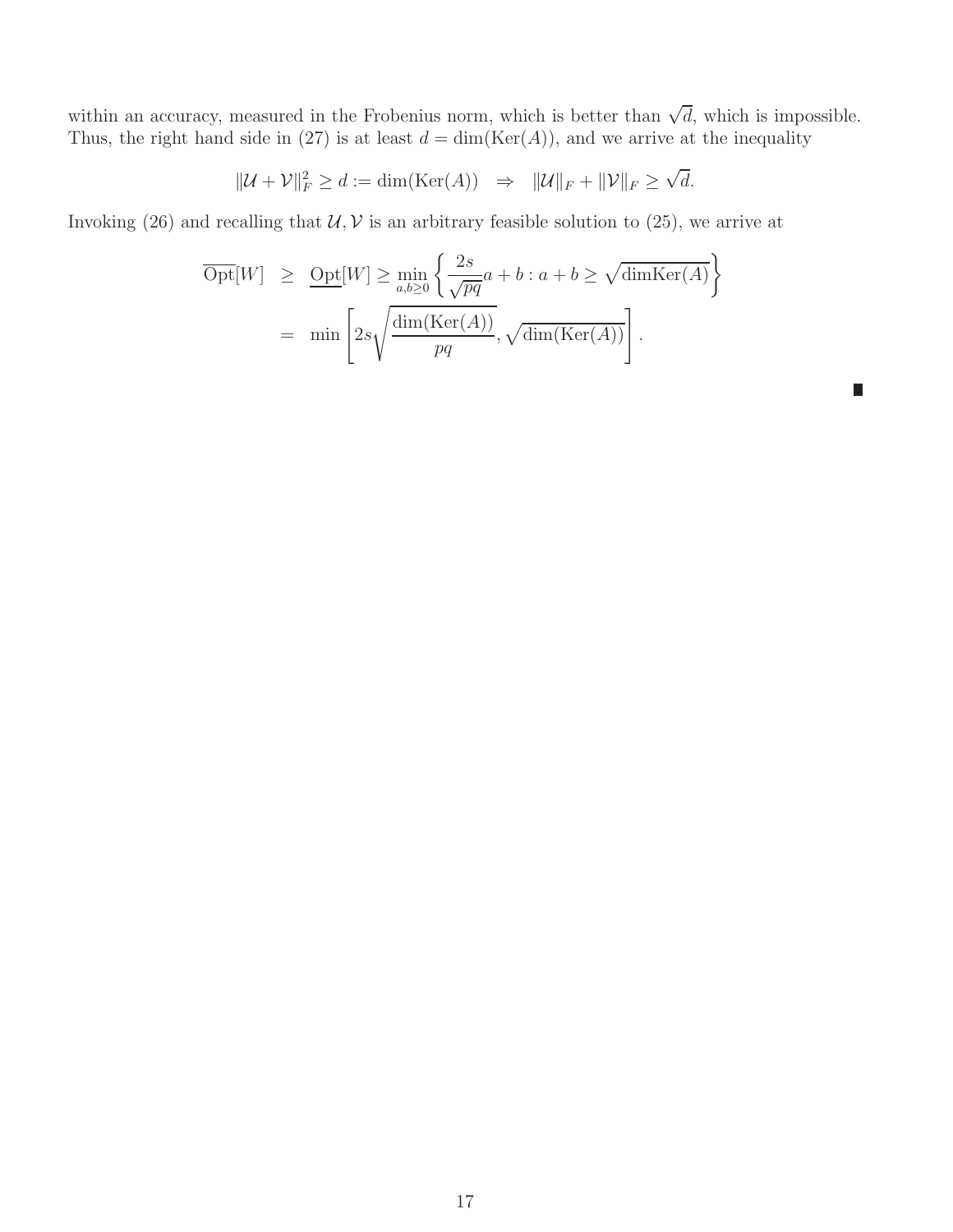within an accuracy, measured in the Frobenius norm, which is better than $\sqrt{d}$, which is impossible. Thus, the right hand side in (27) is at least $d = \dim(\mathrm{Ker}(A))$, and we arrive at the inequality

$$\|\mathcal{U} + \mathcal{V}\|_F^2 \geq d := \dim(\mathrm{Ker}(A)) \quad \Rightarrow \quad \|\mathcal{U}\|_F + \|\mathcal{V}\|_F \geq \sqrt{d}.$$

Invoking (26) and recalling that $\mathcal{U}, \mathcal{V}$ is an arbitrary feasible solution to (25), we arrive at

$$\begin{array}{rcl}\overline{\mathrm{Opt}}[W] & \geq & \underline{\mathrm{Opt}}[W] \geq \min\limits_{a,b \geq 0} \left\{ \dfrac{2s}{\sqrt{pq}} a + b : a + b \geq \sqrt{\mathrm{dim}\mathrm{Ker}(A)} \right\} \\ & = & \min \left[ 2s\sqrt{\dfrac{\dim(\mathrm{Ker}(A))}{pq}}, \sqrt{\dim(\mathrm{Ker}(A))} \right].\end{array}$$

■